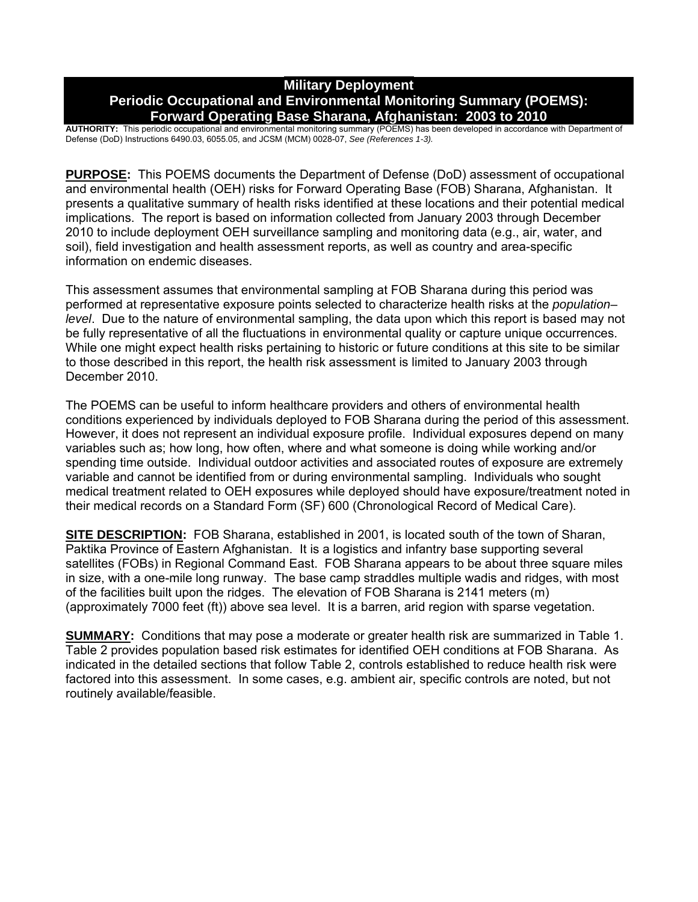# Military Deployment
# Periodic Occupational and Environmental Monitoring Summary (POEMS): Forward Operating Base Sharana, Afghanistan: 2003 to 2010

**AUTHORITY:** This periodic occupational and environmental monitoring summary (POEMS) has been developed in accordance with Department of Defense (DoD) Instructions 6490.03, 6055.05, and JCSM (MCM) 0028-07, *See (References 1-3).*

**PURPOSE:** This POEMS documents the Department of Defense (DoD) assessment of occupational and environmental health (OEH) risks for Forward Operating Base (FOB) Sharana, Afghanistan. It presents a qualitative summary of health risks identified at these locations and their potential medical implications. The report is based on information collected from January 2003 through December 2010 to include deployment OEH surveillance sampling and monitoring data (e.g., air, water, and soil), field investigation and health assessment reports, as well as country and area-specific information on endemic diseases.

This assessment assumes that environmental sampling at FOB Sharana during this period was performed at representative exposure points selected to characterize health risks at the *population–level*. Due to the nature of environmental sampling, the data upon which this report is based may not be fully representative of all the fluctuations in environmental quality or capture unique occurrences. While one might expect health risks pertaining to historic or future conditions at this site to be similar to those described in this report, the health risk assessment is limited to January 2003 through December 2010.

The POEMS can be useful to inform healthcare providers and others of environmental health conditions experienced by individuals deployed to FOB Sharana during the period of this assessment. However, it does not represent an individual exposure profile. Individual exposures depend on many variables such as; how long, how often, where and what someone is doing while working and/or spending time outside. Individual outdoor activities and associated routes of exposure are extremely variable and cannot be identified from or during environmental sampling. Individuals who sought medical treatment related to OEH exposures while deployed should have exposure/treatment noted in their medical records on a Standard Form (SF) 600 (Chronological Record of Medical Care).

**SITE DESCRIPTION:** FOB Sharana, established in 2001, is located south of the town of Sharan, Paktika Province of Eastern Afghanistan. It is a logistics and infantry base supporting several satellites (FOBs) in Regional Command East. FOB Sharana appears to be about three square miles in size, with a one-mile long runway. The base camp straddles multiple wadis and ridges, with most of the facilities built upon the ridges. The elevation of FOB Sharana is 2141 meters (m) (approximately 7000 feet (ft)) above sea level. It is a barren, arid region with sparse vegetation.

**SUMMARY:** Conditions that may pose a moderate or greater health risk are summarized in Table 1. Table 2 provides population based risk estimates for identified OEH conditions at FOB Sharana. As indicated in the detailed sections that follow Table 2, controls established to reduce health risk were factored into this assessment. In some cases, e.g. ambient air, specific controls are noted, but not routinely available/feasible.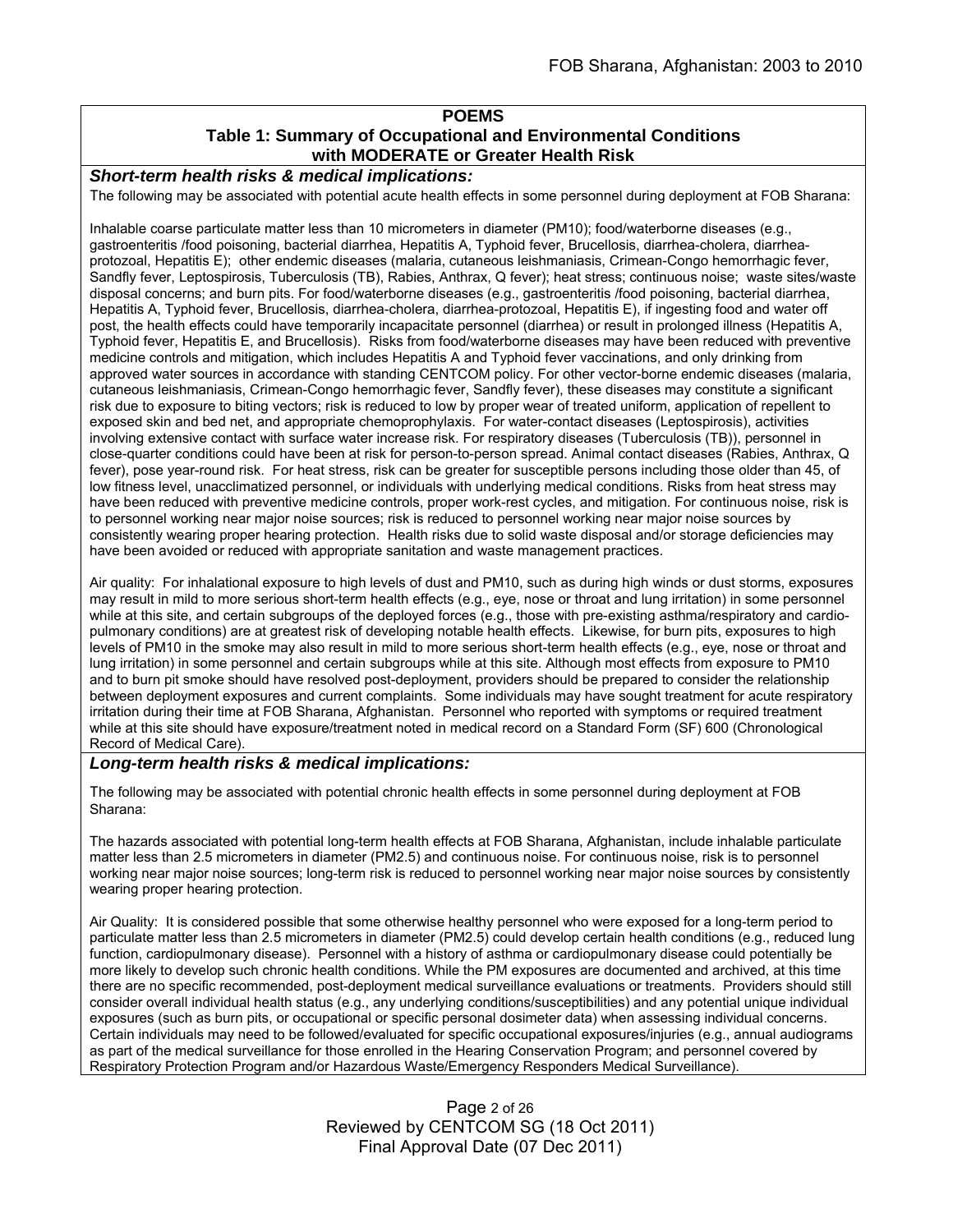## POEMS

### Table 1: Summary of Occupational and Environmental Conditions with MODERATE or Greater Health Risk

***Short-term health risks & medical implications:***

The following may be associated with potential acute health effects in some personnel during deployment at FOB Sharana:

Inhalable coarse particulate matter less than 10 micrometers in diameter (PM10); food/waterborne diseases (e.g., gastroenteritis /food poisoning, bacterial diarrhea, Hepatitis A, Typhoid fever, Brucellosis, diarrhea-cholera, diarrhea-protozoal, Hepatitis E); other endemic diseases (malaria, cutaneous leishmaniasis, Crimean-Congo hemorrhagic fever, Sandfly fever, Leptospirosis, Tuberculosis (TB), Rabies, Anthrax, Q fever); heat stress; continuous noise; waste sites/waste disposal concerns; and burn pits. For food/waterborne diseases (e.g., gastroenteritis /food poisoning, bacterial diarrhea, Hepatitis A, Typhoid fever, Brucellosis, diarrhea-cholera, diarrhea-protozoal, Hepatitis E), if ingesting food and water off post, the health effects could have temporarily incapacitate personnel (diarrhea) or result in prolonged illness (Hepatitis A, Typhoid fever, Hepatitis E, and Brucellosis). Risks from food/waterborne diseases may have been reduced with preventive medicine controls and mitigation, which includes Hepatitis A and Typhoid fever vaccinations, and only drinking from approved water sources in accordance with standing CENTCOM policy. For other vector-borne endemic diseases (malaria, cutaneous leishmaniasis, Crimean-Congo hemorrhagic fever, Sandfly fever), these diseases may constitute a significant risk due to exposure to biting vectors; risk is reduced to low by proper wear of treated uniform, application of repellent to exposed skin and bed net, and appropriate chemoprophylaxis. For water-contact diseases (Leptospirosis), activities involving extensive contact with surface water increase risk. For respiratory diseases (Tuberculosis (TB)), personnel in close-quarter conditions could have been at risk for person-to-person spread. Animal contact diseases (Rabies, Anthrax, Q fever), pose year-round risk. For heat stress, risk can be greater for susceptible persons including those older than 45, of low fitness level, unacclimatized personnel, or individuals with underlying medical conditions. Risks from heat stress may have been reduced with preventive medicine controls, proper work-rest cycles, and mitigation. For continuous noise, risk is to personnel working near major noise sources; risk is reduced to personnel working near major noise sources by consistently wearing proper hearing protection. Health risks due to solid waste disposal and/or storage deficiencies may have been avoided or reduced with appropriate sanitation and waste management practices.

Air quality: For inhalational exposure to high levels of dust and PM10, such as during high winds or dust storms, exposures may result in mild to more serious short-term health effects (e.g., eye, nose or throat and lung irritation) in some personnel while at this site, and certain subgroups of the deployed forces (e.g., those with pre-existing asthma/respiratory and cardio-pulmonary conditions) are at greatest risk of developing notable health effects. Likewise, for burn pits, exposures to high levels of PM10 in the smoke may also result in mild to more serious short-term health effects (e.g., eye, nose or throat and lung irritation) in some personnel and certain subgroups while at this site. Although most effects from exposure to PM10 and to burn pit smoke should have resolved post-deployment, providers should be prepared to consider the relationship between deployment exposures and current complaints. Some individuals may have sought treatment for acute respiratory irritation during their time at FOB Sharana, Afghanistan. Personnel who reported with symptoms or required treatment while at this site should have exposure/treatment noted in medical record on a Standard Form (SF) 600 (Chronological Record of Medical Care).

***Long-term health risks & medical implications:***

The following may be associated with potential chronic health effects in some personnel during deployment at FOB Sharana:

The hazards associated with potential long-term health effects at FOB Sharana, Afghanistan, include inhalable particulate matter less than 2.5 micrometers in diameter (PM2.5) and continuous noise. For continuous noise, risk is to personnel working near major noise sources; long-term risk is reduced to personnel working near major noise sources by consistently wearing proper hearing protection.

Air Quality: It is considered possible that some otherwise healthy personnel who were exposed for a long-term period to particulate matter less than 2.5 micrometers in diameter (PM2.5) could develop certain health conditions (e.g., reduced lung function, cardiopulmonary disease). Personnel with a history of asthma or cardiopulmonary disease could potentially be more likely to develop such chronic health conditions. While the PM exposures are documented and archived, at this time there are no specific recommended, post-deployment medical surveillance evaluations or treatments. Providers should still consider overall individual health status (e.g., any underlying conditions/susceptibilities) and any potential unique individual exposures (such as burn pits, or occupational or specific personal dosimeter data) when assessing individual concerns. Certain individuals may need to be followed/evaluated for specific occupational exposures/injuries (e.g., annual audiograms as part of the medical surveillance for those enrolled in the Hearing Conservation Program; and personnel covered by Respiratory Protection Program and/or Hazardous Waste/Emergency Responders Medical Surveillance).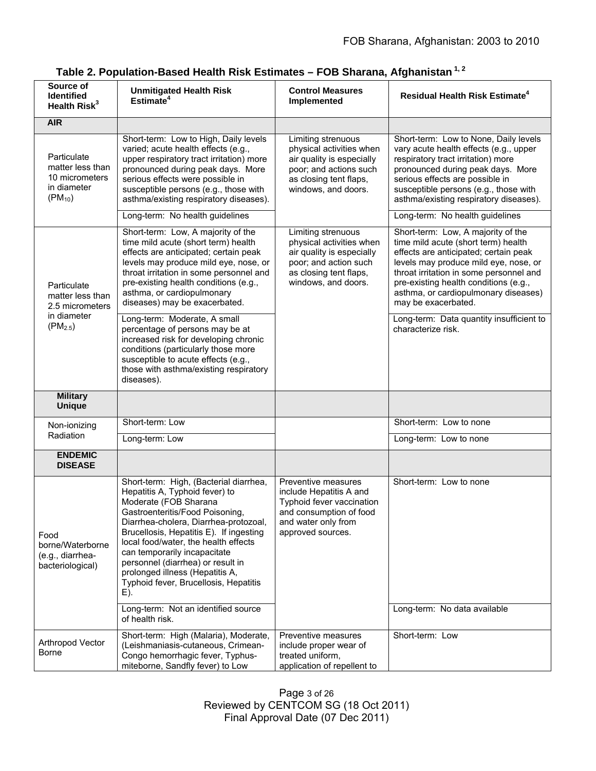**Table 2. Population-Based Health Risk Estimates – FOB Sharana, Afghanistan [1, 2]**

| Source of Identified Health Risk[3] | Unmitigated Health Risk Estimate[4] | Control Measures Implemented | Residual Health Risk Estimate[4] |
|---|---|---|---|
| **AIR** | | | |
| Particulate matter less than 10 micrometers in diameter ($PM_{10}$) | Short-term: Low to High, Daily levels varied; acute health effects (e.g., upper respiratory tract irritation) more pronounced during peak days. More serious effects were possible in susceptible persons (e.g., those with asthma/existing respiratory diseases). | Limiting strenuous physical activities when air quality is especially poor; and actions such as closing tent flaps, windows, and doors. | Short-term: Low to None, Daily levels vary acute health effects (e.g., upper respiratory tract irritation) more pronounced during peak days. More serious effects are possible in susceptible persons (e.g., those with asthma/existing respiratory diseases). |
| | Long-term: No health guidelines | | Long-term: No health guidelines |
| Particulate matter less than 2.5 micrometers in diameter ($PM_{2.5}$) | Short-term: Low, A majority of the time mild acute (short term) health effects are anticipated; certain peak levels may produce mild eye, nose, or throat irritation in some personnel and pre-existing health conditions (e.g., asthma, or cardiopulmonary diseases) may be exacerbated. | Limiting strenuous physical activities when air quality is especially poor; and action such as closing tent flaps, windows, and doors. | Short-term: Low, A majority of the time mild acute (short term) health effects are anticipated; certain peak levels may produce mild eye, nose, or throat irritation in some personnel and pre-existing health conditions (e.g., asthma, or cardiopulmonary diseases) may be exacerbated. |
| | Long-term: Moderate, A small percentage of persons may be at increased risk for developing chronic conditions (particularly those more susceptible to acute effects (e.g., those with asthma/existing respiratory diseases). | | Long-term: Data quantity insufficient to characterize risk. |
| **Military Unique** | | | |
| Non-ionizing Radiation | Short-term: Low | | Short-term: Low to none |
| | Long-term: Low | | Long-term: Low to none |
| **ENDEMIC DISEASE** | | | |
| Food borne/Waterborne (e.g., diarrhea-bacteriological) | Short-term: High, (Bacterial diarrhea, Hepatitis A, Typhoid fever) to Moderate (FOB Sharana Gastroenteritis/Food Poisoning, Diarrhea-cholera, Diarrhea-protozoal, Brucellosis, Hepatitis E). If ingesting local food/water, the health effects can temporarily incapacitate personnel (diarrhea) or result in prolonged illness (Hepatitis A, Typhoid fever, Brucellosis, Hepatitis E). | Preventive measures include Hepatitis A and Typhoid fever vaccination and consumption of food and water only from approved sources. | Short-term: Low to none |
| | Long-term: Not an identified source of health risk. | | Long-term: No data available |
| Arthropod Vector Borne | Short-term: High (Malaria), Moderate, (Leishmaniasis-cutaneous, Crimean-Congo hemorrhagic fever, Typhus-miteborne, Sandfly fever) to Low | Preventive measures include proper wear of treated uniform, application of repellent to | Short-term: Low |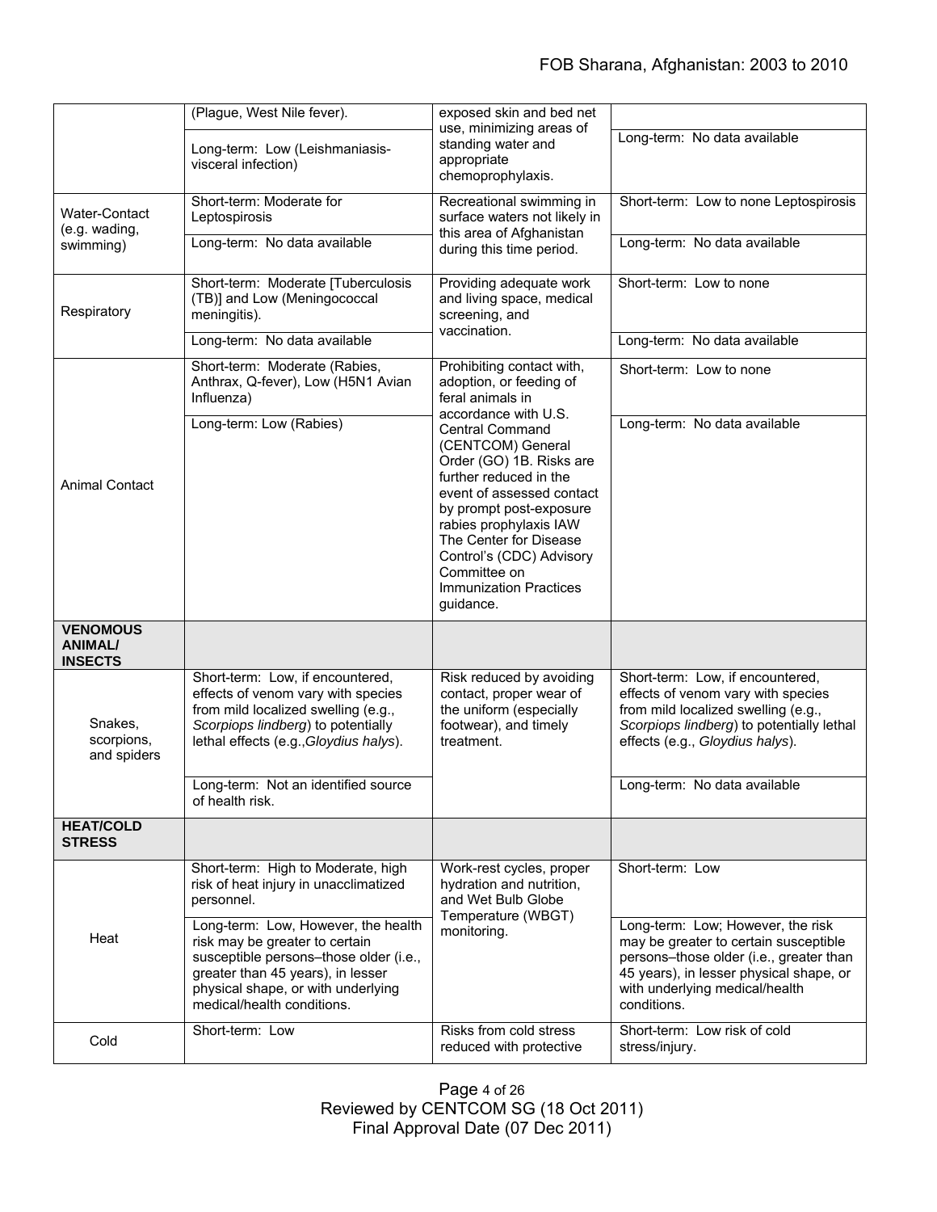| | | | |
|---|---|---|---|
| | (Plague, West Nile fever). | exposed skin and bed net use, minimizing areas of standing water and appropriate chemoprophylaxis. | |
| | Long-term: Low (Leishmaniasis-visceral infection) | | Long-term: No data available |
| Water-Contact (e.g. wading, swimming) | Short-term: Moderate for Leptospirosis | Recreational swimming in surface waters not likely in this area of Afghanistan during this time period. | Short-term: Low to none Leptospirosis |
| | Long-term: No data available | | Long-term: No data available |
| Respiratory | Short-term: Moderate [Tuberculosis (TB)] and Low (Meningococcal meningitis). | Providing adequate work and living space, medical screening, and vaccination. | Short-term: Low to none |
| | Long-term: No data available | | Long-term: No data available |
| Animal Contact | Short-term: Moderate (Rabies, Anthrax, Q-fever), Low (H5N1 Avian Influenza) | Prohibiting contact with, adoption, or feeding of feral animals in accordance with U.S. Central Command (CENTCOM) General Order (GO) 1B. Risks are further reduced in the event of assessed contact by prompt post-exposure rabies prophylaxis IAW The Center for Disease Control's (CDC) Advisory Committee on Immunization Practices guidance. | Short-term: Low to none |
| | Long-term: Low (Rabies) | | Long-term: No data available |
| **VENOMOUS ANIMAL/ INSECTS** | | | |
| Snakes, scorpions, and spiders | Short-term: Low, if encountered, effects of venom vary with species from mild localized swelling (e.g., *Scorpiops lindberg*) to potentially lethal effects (e.g.,*Gloydius halys*). | Risk reduced by avoiding contact, proper wear of the uniform (especially footwear), and timely treatment. | Short-term: Low, if encountered, effects of venom vary with species from mild localized swelling (e.g., *Scorpiops lindberg*) to potentially lethal effects (e.g., *Gloydius halys*). |
| | Long-term: Not an identified source of health risk. | | Long-term: No data available |
| **HEAT/COLD STRESS** | | | |
| Heat | Short-term: High to Moderate, high risk of heat injury in unacclimatized personnel. | Work-rest cycles, proper hydration and nutrition, and Wet Bulb Globe Temperature (WBGT) monitoring. | Short-term: Low |
| | Long-term: Low, However, the health risk may be greater to certain susceptible persons–those older (i.e., greater than 45 years), in lesser physical shape, or with underlying medical/health conditions. | | Long-term: Low; However, the risk may be greater to certain susceptible persons–those older (i.e., greater than 45 years), in lesser physical shape, or with underlying medical/health conditions. |
| Cold | Short-term: Low | Risks from cold stress reduced with protective | Short-term: Low risk of cold stress/injury. |

Reviewed by CENTCOM SG (18 Oct 2011)
Final Approval Date (07 Dec 2011)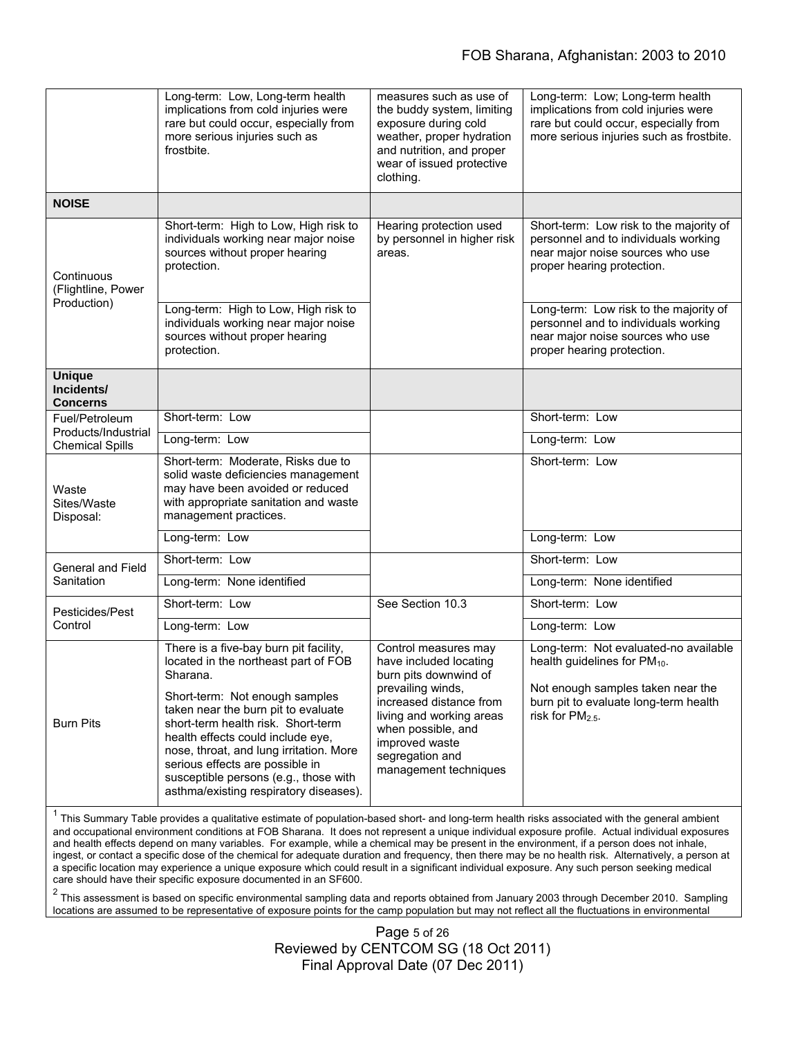| | | | |
|---|---|---|---|
| | Long-term: Low, Long-term health implications from cold injuries were rare but could occur, especially from more serious injuries such as frostbite. | measures such as use of the buddy system, limiting exposure during cold weather, proper hydration and nutrition, and proper wear of issued protective clothing. | Long-term: Low; Long-term health implications from cold injuries were rare but could occur, especially from more serious injuries such as frostbite. |
| **NOISE** | | | |
| Continuous (Flightline, Power Production) | Short-term: High to Low, High risk to individuals working near major noise sources without proper hearing protection. | Hearing protection used by personnel in higher risk areas. | Short-term: Low risk to the majority of personnel and to individuals working near major noise sources who use proper hearing protection. |
| | Long-term: High to Low, High risk to individuals working near major noise sources without proper hearing protection. | | Long-term: Low risk to the majority of personnel and to individuals working near major noise sources who use proper hearing protection. |
| **Unique Incidents/ Concerns** | | | |
| Fuel/Petroleum Products/Industrial Chemical Spills | Short-term: Low | | Short-term: Low |
| | Long-term: Low | | Long-term: Low |
| Waste Sites/Waste Disposal: | Short-term: Moderate, Risks due to solid waste deficiencies management may have been avoided or reduced with appropriate sanitation and waste management practices. | | Short-term: Low |
| | Long-term: Low | | Long-term: Low |
| General and Field Sanitation | Short-term: Low | | Short-term: Low |
| | Long-term: None identified | | Long-term: None identified |
| Pesticides/Pest Control | Short-term: Low | See Section 10.3 | Short-term: Low |
| | Long-term: Low | | Long-term: Low |
| Burn Pits | There is a five-bay burn pit facility, located in the northeast part of FOB Sharana.<br><br>Short-term: Not enough samples taken near the burn pit to evaluate short-term health risk. Short-term health effects could include eye, nose, throat, and lung irritation. More serious effects are possible in susceptible persons (e.g., those with asthma/existing respiratory diseases). | Control measures may have included locating burn pits downwind of prevailing winds, increased distance from living and working areas when possible, and improved waste segregation and management techniques | Long-term: Not evaluated-no available health guidelines for $PM_{10}$.<br><br>Not enough samples taken near the burn pit to evaluate long-term health risk for $PM_{2.5}$. |

[1] This Summary Table provides a qualitative estimate of population-based short- and long-term health risks associated with the general ambient and occupational environment conditions at FOB Sharana. It does not represent a unique individual exposure profile. Actual individual exposures and health effects depend on many variables. For example, while a chemical may be present in the environment, if a person does not inhale, ingest, or contact a specific dose of the chemical for adequate duration and frequency, then there may be no health risk. Alternatively, a person at a specific location may experience a unique exposure which could result in a significant individual exposure. Any such person seeking medical care should have their specific exposure documented in an SF600.

[2] This assessment is based on specific environmental sampling data and reports obtained from January 2003 through December 2010. Sampling locations are assumed to be representative of exposure points for the camp population but may not reflect all the fluctuations in environmental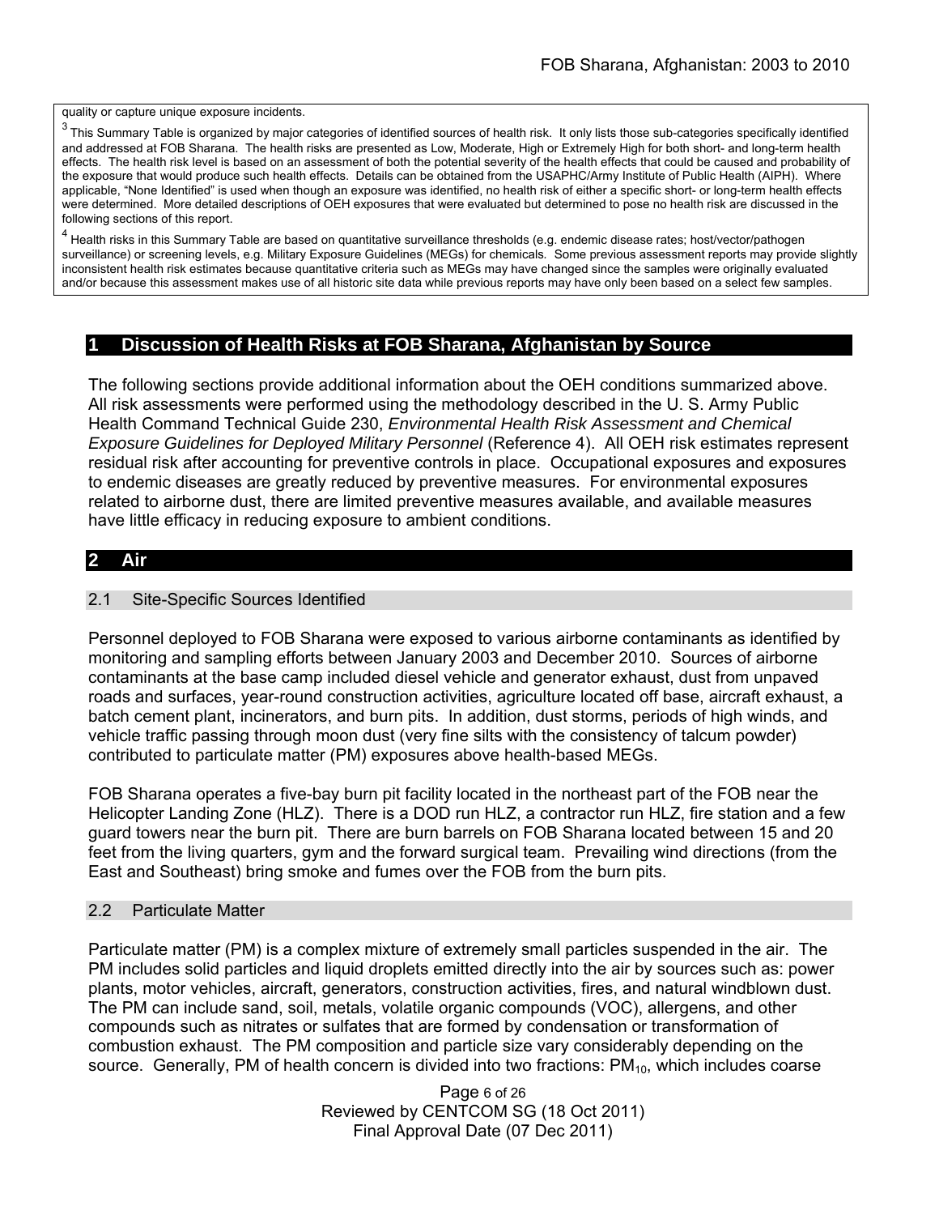quality or capture unique exposure incidents.

[3] This Summary Table is organized by major categories of identified sources of health risk. It only lists those sub-categories specifically identified and addressed at FOB Sharana. The health risks are presented as Low, Moderate, High or Extremely High for both short- and long-term health effects. The health risk level is based on an assessment of both the potential severity of the health effects that could be caused and probability of the exposure that would produce such health effects. Details can be obtained from the USAPHC/Army Institute of Public Health (AIPH). Where applicable, "None Identified" is used when though an exposure was identified, no health risk of either a specific short- or long-term health effects were determined. More detailed descriptions of OEH exposures that were evaluated but determined to pose no health risk are discussed in the following sections of this report.

[4] Health risks in this Summary Table are based on quantitative surveillance thresholds (e.g. endemic disease rates; host/vector/pathogen surveillance) or screening levels, e.g. Military Exposure Guidelines (MEGs) for chemicals. Some previous assessment reports may provide slightly inconsistent health risk estimates because quantitative criteria such as MEGs may have changed since the samples were originally evaluated and/or because this assessment makes use of all historic site data while previous reports may have only been based on a select few samples.

# 1 Discussion of Health Risks at FOB Sharana, Afghanistan by Source

The following sections provide additional information about the OEH conditions summarized above. All risk assessments were performed using the methodology described in the U. S. Army Public Health Command Technical Guide 230, *Environmental Health Risk Assessment and Chemical Exposure Guidelines for Deployed Military Personnel* (Reference 4). All OEH risk estimates represent residual risk after accounting for preventive controls in place. Occupational exposures and exposures to endemic diseases are greatly reduced by preventive measures. For environmental exposures related to airborne dust, there are limited preventive measures available, and available measures have little efficacy in reducing exposure to ambient conditions.

# 2 Air

## 2.1 Site-Specific Sources Identified

Personnel deployed to FOB Sharana were exposed to various airborne contaminants as identified by monitoring and sampling efforts between January 2003 and December 2010. Sources of airborne contaminants at the base camp included diesel vehicle and generator exhaust, dust from unpaved roads and surfaces, year-round construction activities, agriculture located off base, aircraft exhaust, a batch cement plant, incinerators, and burn pits. In addition, dust storms, periods of high winds, and vehicle traffic passing through moon dust (very fine silts with the consistency of talcum powder) contributed to particulate matter (PM) exposures above health-based MEGs.

FOB Sharana operates a five-bay burn pit facility located in the northeast part of the FOB near the Helicopter Landing Zone (HLZ). There is a DOD run HLZ, a contractor run HLZ, fire station and a few guard towers near the burn pit. There are burn barrels on FOB Sharana located between 15 and 20 feet from the living quarters, gym and the forward surgical team. Prevailing wind directions (from the East and Southeast) bring smoke and fumes over the FOB from the burn pits.

## 2.2 Particulate Matter

Particulate matter (PM) is a complex mixture of extremely small particles suspended in the air. The PM includes solid particles and liquid droplets emitted directly into the air by sources such as: power plants, motor vehicles, aircraft, generators, construction activities, fires, and natural windblown dust. The PM can include sand, soil, metals, volatile organic compounds (VOC), allergens, and other compounds such as nitrates or sulfates that are formed by condensation or transformation of combustion exhaust. The PM composition and particle size vary considerably depending on the source. Generally, PM of health concern is divided into two fractions: $PM_{10}$, which includes coarse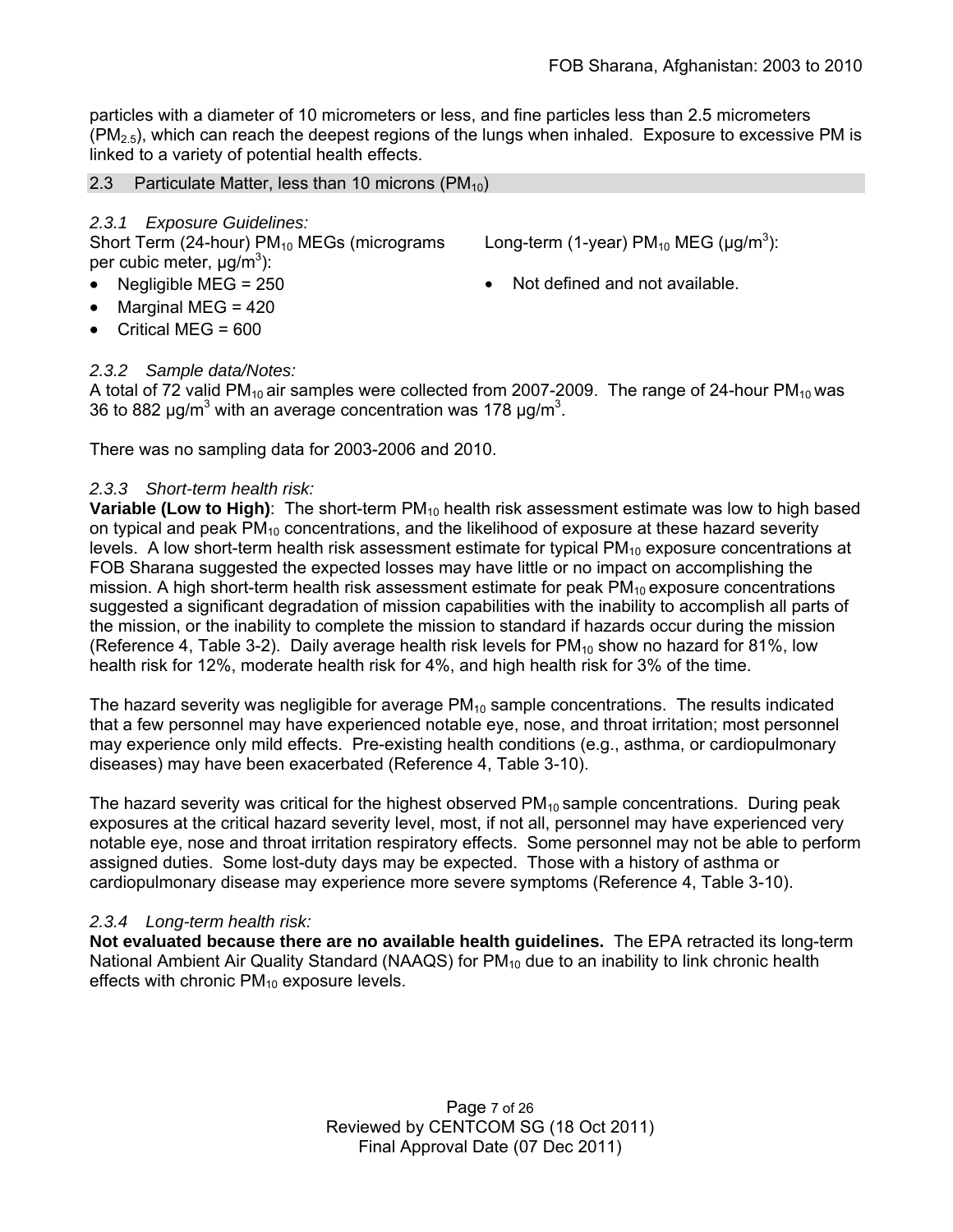particles with a diameter of 10 micrometers or less, and fine particles less than 2.5 micrometers ($PM_{2.5}$), which can reach the deepest regions of the lungs when inhaled. Exposure to excessive PM is linked to a variety of potential health effects.

## 2.3 Particulate Matter, less than 10 microns ($PM_{10}$)

### *2.3.1 Exposure Guidelines:*

Short Term (24-hour) $PM_{10}$ MEGs (micrograms per cubic meter, $\mu g/m^3$):

- Negligible MEG = 250
- Marginal MEG = 420
- Critical MEG = 600

Long-term (1-year) $PM_{10}$ MEG ($\mu g/m^3$):

- Not defined and not available.

### *2.3.2 Sample data/Notes:*

A total of 72 valid $PM_{10}$ air samples were collected from 2007-2009. The range of 24-hour $PM_{10}$ was 36 to 882 $\mu g/m^3$ with an average concentration was 178 $\mu g/m^3$.

There was no sampling data for 2003-2006 and 2010.

### *2.3.3 Short-term health risk:*

**Variable (Low to High)**: The short-term $PM_{10}$ health risk assessment estimate was low to high based on typical and peak $PM_{10}$ concentrations, and the likelihood of exposure at these hazard severity levels. A low short-term health risk assessment estimate for typical $PM_{10}$ exposure concentrations at FOB Sharana suggested the expected losses may have little or no impact on accomplishing the mission. A high short-term health risk assessment estimate for peak $PM_{10}$ exposure concentrations suggested a significant degradation of mission capabilities with the inability to accomplish all parts of the mission, or the inability to complete the mission to standard if hazards occur during the mission (Reference 4, Table 3-2). Daily average health risk levels for $PM_{10}$ show no hazard for 81%, low health risk for 12%, moderate health risk for 4%, and high health risk for 3% of the time.

The hazard severity was negligible for average $PM_{10}$ sample concentrations. The results indicated that a few personnel may have experienced notable eye, nose, and throat irritation; most personnel may experience only mild effects. Pre-existing health conditions (e.g., asthma, or cardiopulmonary diseases) may have been exacerbated (Reference 4, Table 3-10).

The hazard severity was critical for the highest observed $PM_{10}$ sample concentrations. During peak exposures at the critical hazard severity level, most, if not all, personnel may have experienced very notable eye, nose and throat irritation respiratory effects. Some personnel may not be able to perform assigned duties. Some lost-duty days may be expected. Those with a history of asthma or cardiopulmonary disease may experience more severe symptoms (Reference 4, Table 3-10).

### *2.3.4 Long-term health risk:*

**Not evaluated because there are no available health guidelines.** The EPA retracted its long-term National Ambient Air Quality Standard (NAAQS) for $PM_{10}$ due to an inability to link chronic health effects with chronic $PM_{10}$ exposure levels.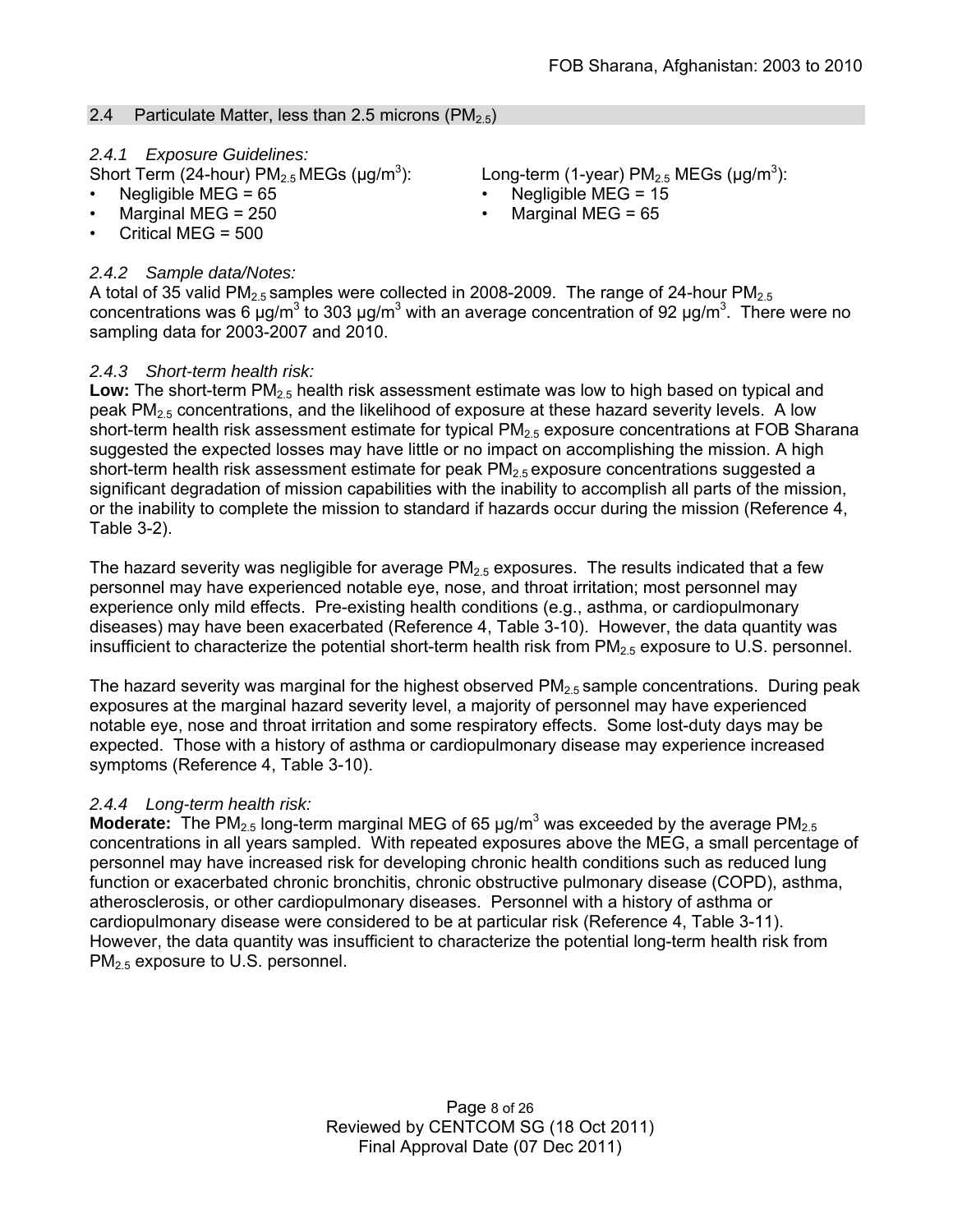## 2.4 Particulate Matter, less than 2.5 microns ($PM_{2.5}$)

### *2.4.1 Exposure Guidelines:*

Short Term (24-hour) $PM_{2.5}$ MEGs (μg/m$^3$):

- Negligible MEG = 65
- Marginal MEG = 250
- Critical MEG = 500

Long-term (1-year) $PM_{2.5}$ MEGs (μg/m$^3$):

- Negligible MEG = 15
- Marginal MEG = 65

### *2.4.2 Sample data/Notes:*

A total of 35 valid $PM_{2.5}$ samples were collected in 2008-2009. The range of 24-hour $PM_{2.5}$ concentrations was 6 μg/m$^3$ to 303 μg/m$^3$ with an average concentration of 92 μg/m$^3$. There were no sampling data for 2003-2007 and 2010.

### *2.4.3 Short-term health risk:*

**Low:** The short-term $PM_{2.5}$ health risk assessment estimate was low to high based on typical and peak $PM_{2.5}$ concentrations, and the likelihood of exposure at these hazard severity levels. A low short-term health risk assessment estimate for typical $PM_{2.5}$ exposure concentrations at FOB Sharana suggested the expected losses may have little or no impact on accomplishing the mission. A high short-term health risk assessment estimate for peak $PM_{2.5}$ exposure concentrations suggested a significant degradation of mission capabilities with the inability to accomplish all parts of the mission, or the inability to complete the mission to standard if hazards occur during the mission (Reference 4, Table 3-2).

The hazard severity was negligible for average $PM_{2.5}$ exposures. The results indicated that a few personnel may have experienced notable eye, nose, and throat irritation; most personnel may experience only mild effects. Pre-existing health conditions (e.g., asthma, or cardiopulmonary diseases) may have been exacerbated (Reference 4, Table 3-10). However, the data quantity was insufficient to characterize the potential short-term health risk from $PM_{2.5}$ exposure to U.S. personnel.

The hazard severity was marginal for the highest observed $PM_{2.5}$ sample concentrations. During peak exposures at the marginal hazard severity level, a majority of personnel may have experienced notable eye, nose and throat irritation and some respiratory effects. Some lost-duty days may be expected. Those with a history of asthma or cardiopulmonary disease may experience increased symptoms (Reference 4, Table 3-10).

### *2.4.4 Long-term health risk:*

**Moderate:** The $PM_{2.5}$ long-term marginal MEG of 65 μg/m$^3$ was exceeded by the average $PM_{2.5}$ concentrations in all years sampled. With repeated exposures above the MEG, a small percentage of personnel may have increased risk for developing chronic health conditions such as reduced lung function or exacerbated chronic bronchitis, chronic obstructive pulmonary disease (COPD), asthma, atherosclerosis, or other cardiopulmonary diseases. Personnel with a history of asthma or cardiopulmonary disease were considered to be at particular risk (Reference 4, Table 3-11). However, the data quantity was insufficient to characterize the potential long-term health risk from $PM_{2.5}$ exposure to U.S. personnel.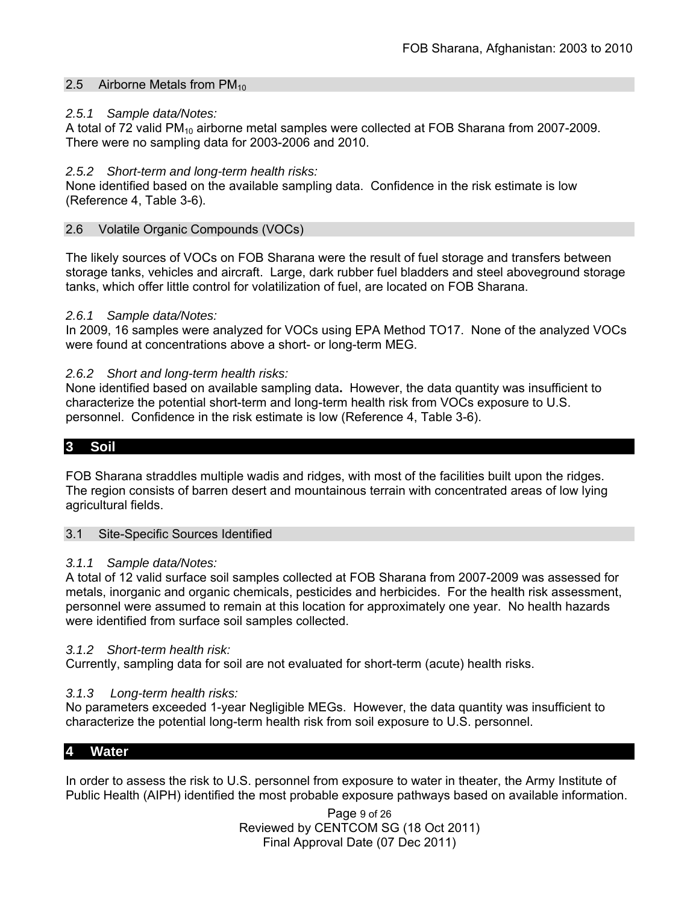### 2.5 Airborne Metals from $PM_{10}$

#### *2.5.1 Sample data/Notes:*

A total of 72 valid $PM_{10}$ airborne metal samples were collected at FOB Sharana from 2007-2009. There were no sampling data for 2003-2006 and 2010.

#### *2.5.2 Short-term and long-term health risks:*

None identified based on the available sampling data. Confidence in the risk estimate is low (Reference 4, Table 3-6).

### 2.6 Volatile Organic Compounds (VOCs)

The likely sources of VOCs on FOB Sharana were the result of fuel storage and transfers between storage tanks, vehicles and aircraft. Large, dark rubber fuel bladders and steel aboveground storage tanks, which offer little control for volatilization of fuel, are located on FOB Sharana.

#### *2.6.1 Sample data/Notes:*

In 2009, 16 samples were analyzed for VOCs using EPA Method TO17. None of the analyzed VOCs were found at concentrations above a short- or long-term MEG.

#### *2.6.2 Short and long-term health risks:*

None identified based on available sampling data**.** However, the data quantity was insufficient to characterize the potential short-term and long-term health risk from VOCs exposure to U.S. personnel. Confidence in the risk estimate is low (Reference 4, Table 3-6).

## 3 Soil

FOB Sharana straddles multiple wadis and ridges, with most of the facilities built upon the ridges. The region consists of barren desert and mountainous terrain with concentrated areas of low lying agricultural fields.

### 3.1 Site-Specific Sources Identified

#### *3.1.1 Sample data/Notes:*

A total of 12 valid surface soil samples collected at FOB Sharana from 2007-2009 was assessed for metals, inorganic and organic chemicals, pesticides and herbicides. For the health risk assessment, personnel were assumed to remain at this location for approximately one year. No health hazards were identified from surface soil samples collected.

#### *3.1.2 Short-term health risk:*

Currently, sampling data for soil are not evaluated for short-term (acute) health risks.

#### *3.1.3 Long-term health risks:*

No parameters exceeded 1-year Negligible MEGs. However, the data quantity was insufficient to characterize the potential long-term health risk from soil exposure to U.S. personnel.

## 4 Water

In order to assess the risk to U.S. personnel from exposure to water in theater, the Army Institute of Public Health (AIPH) identified the most probable exposure pathways based on available information.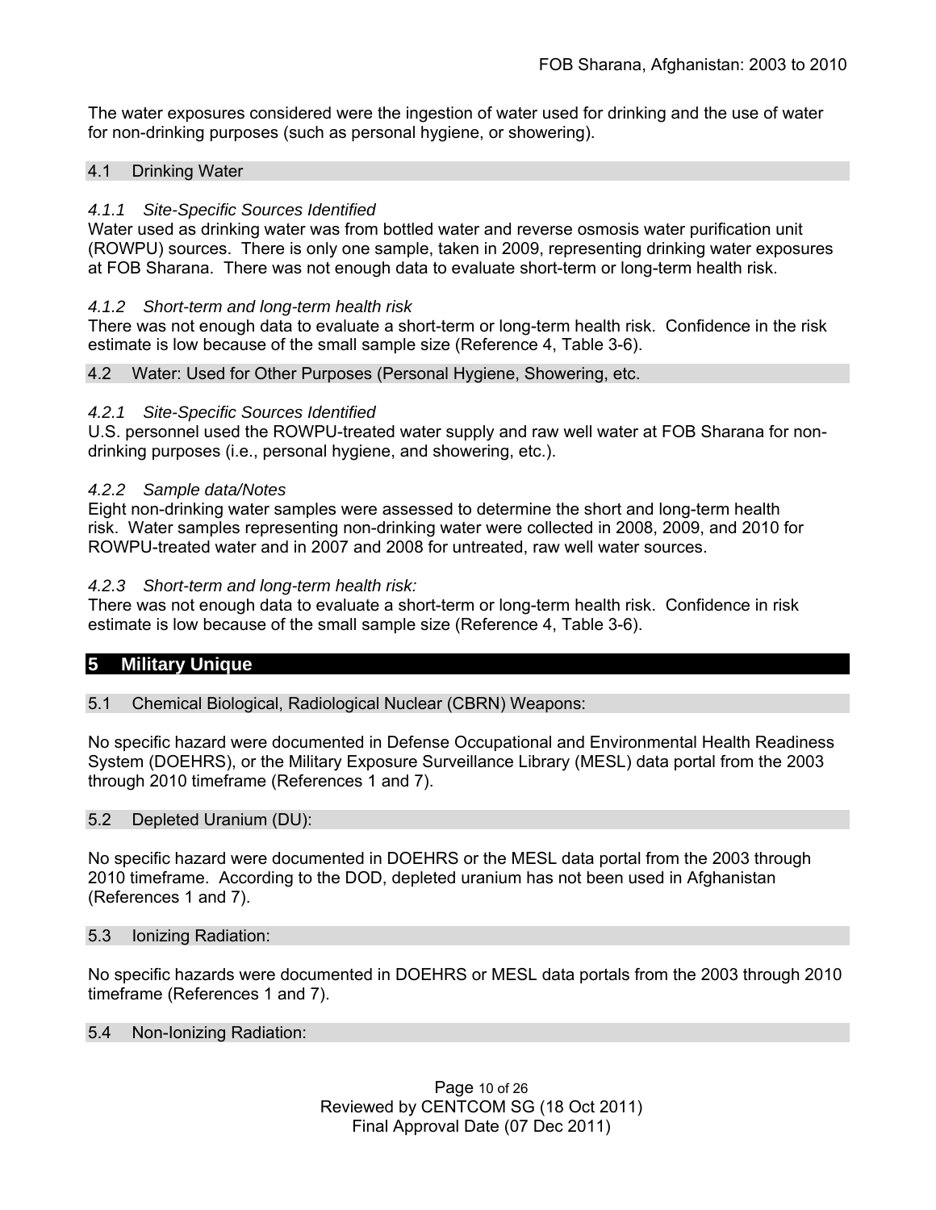The water exposures considered were the ingestion of water used for drinking and the use of water for non-drinking purposes (such as personal hygiene, or showering).

### 4.1 Drinking Water

#### *4.1.1 Site-Specific Sources Identified*

Water used as drinking water was from bottled water and reverse osmosis water purification unit (ROWPU) sources. There is only one sample, taken in 2009, representing drinking water exposures at FOB Sharana. There was not enough data to evaluate short-term or long-term health risk.

#### *4.1.2 Short-term and long-term health risk*

There was not enough data to evaluate a short-term or long-term health risk. Confidence in the risk estimate is low because of the small sample size (Reference 4, Table 3-6).

### 4.2 Water: Used for Other Purposes (Personal Hygiene, Showering, etc.

#### *4.2.1 Site-Specific Sources Identified*

U.S. personnel used the ROWPU-treated water supply and raw well water at FOB Sharana for non-drinking purposes (i.e., personal hygiene, and showering, etc.).

#### *4.2.2 Sample data/Notes*

Eight non-drinking water samples were assessed to determine the short and long-term health risk. Water samples representing non-drinking water were collected in 2008, 2009, and 2010 for ROWPU-treated water and in 2007 and 2008 for untreated, raw well water sources.

#### *4.2.3 Short-term and long-term health risk:*

There was not enough data to evaluate a short-term or long-term health risk. Confidence in risk estimate is low because of the small sample size (Reference 4, Table 3-6).

## 5 Military Unique

### 5.1 Chemical Biological, Radiological Nuclear (CBRN) Weapons:

No specific hazard were documented in Defense Occupational and Environmental Health Readiness System (DOEHRS), or the Military Exposure Surveillance Library (MESL) data portal from the 2003 through 2010 timeframe (References 1 and 7).

### 5.2 Depleted Uranium (DU):

No specific hazard were documented in DOEHRS or the MESL data portal from the 2003 through 2010 timeframe. According to the DOD, depleted uranium has not been used in Afghanistan (References 1 and 7).

### 5.3 Ionizing Radiation:

No specific hazards were documented in DOEHRS or MESL data portals from the 2003 through 2010 timeframe (References 1 and 7).

### 5.4 Non-Ionizing Radiation:

Reviewed by CENTCOM SG (18 Oct 2011)
Final Approval Date (07 Dec 2011)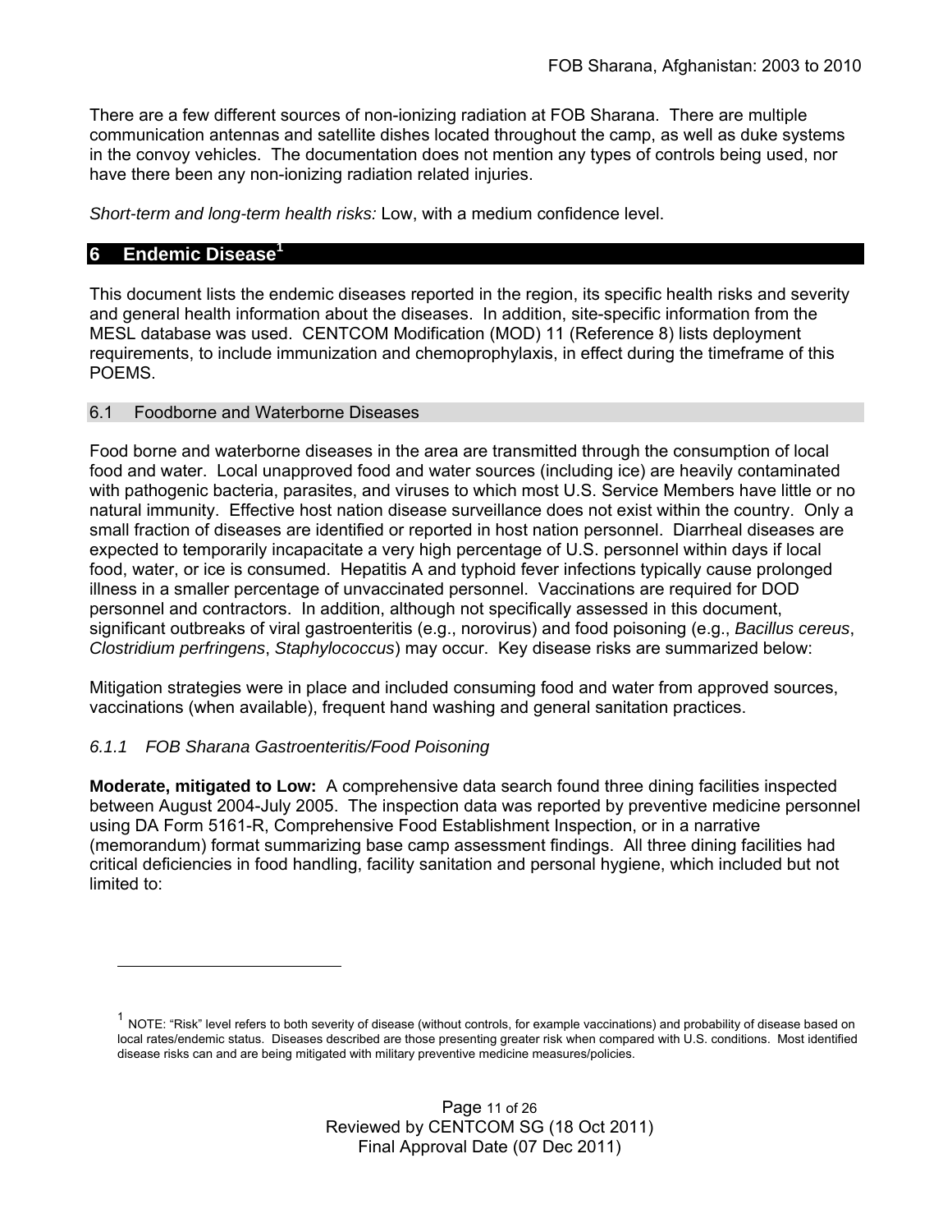There are a few different sources of non-ionizing radiation at FOB Sharana. There are multiple communication antennas and satellite dishes located throughout the camp, as well as duke systems in the convoy vehicles. The documentation does not mention any types of controls being used, nor have there been any non-ionizing radiation related injuries.

*Short-term and long-term health risks:* Low, with a medium confidence level.

## 6 Endemic Disease[1]

This document lists the endemic diseases reported in the region, its specific health risks and severity and general health information about the diseases. In addition, site-specific information from the MESL database was used. CENTCOM Modification (MOD) 11 (Reference 8) lists deployment requirements, to include immunization and chemoprophylaxis, in effect during the timeframe of this POEMS.

### 6.1 Foodborne and Waterborne Diseases

Food borne and waterborne diseases in the area are transmitted through the consumption of local food and water. Local unapproved food and water sources (including ice) are heavily contaminated with pathogenic bacteria, parasites, and viruses to which most U.S. Service Members have little or no natural immunity. Effective host nation disease surveillance does not exist within the country. Only a small fraction of diseases are identified or reported in host nation personnel. Diarrheal diseases are expected to temporarily incapacitate a very high percentage of U.S. personnel within days if local food, water, or ice is consumed. Hepatitis A and typhoid fever infections typically cause prolonged illness in a smaller percentage of unvaccinated personnel. Vaccinations are required for DOD personnel and contractors. In addition, although not specifically assessed in this document, significant outbreaks of viral gastroenteritis (e.g., norovirus) and food poisoning (e.g., *Bacillus cereus*, *Clostridium perfringens*, *Staphylococcus*) may occur. Key disease risks are summarized below:

Mitigation strategies were in place and included consuming food and water from approved sources, vaccinations (when available), frequent hand washing and general sanitation practices.

#### *6.1.1 FOB Sharana Gastroenteritis/Food Poisoning*

**Moderate, mitigated to Low:** A comprehensive data search found three dining facilities inspected between August 2004-July 2005. The inspection data was reported by preventive medicine personnel using DA Form 5161-R, Comprehensive Food Establishment Inspection, or in a narrative (memorandum) format summarizing base camp assessment findings. All three dining facilities had critical deficiencies in food handling, facility sanitation and personal hygiene, which included but not limited to:

[1] NOTE: “Risk” level refers to both severity of disease (without controls, for example vaccinations) and probability of disease based on local rates/endemic status. Diseases described are those presenting greater risk when compared with U.S. conditions. Most identified disease risks can and are being mitigated with military preventive medicine measures/policies.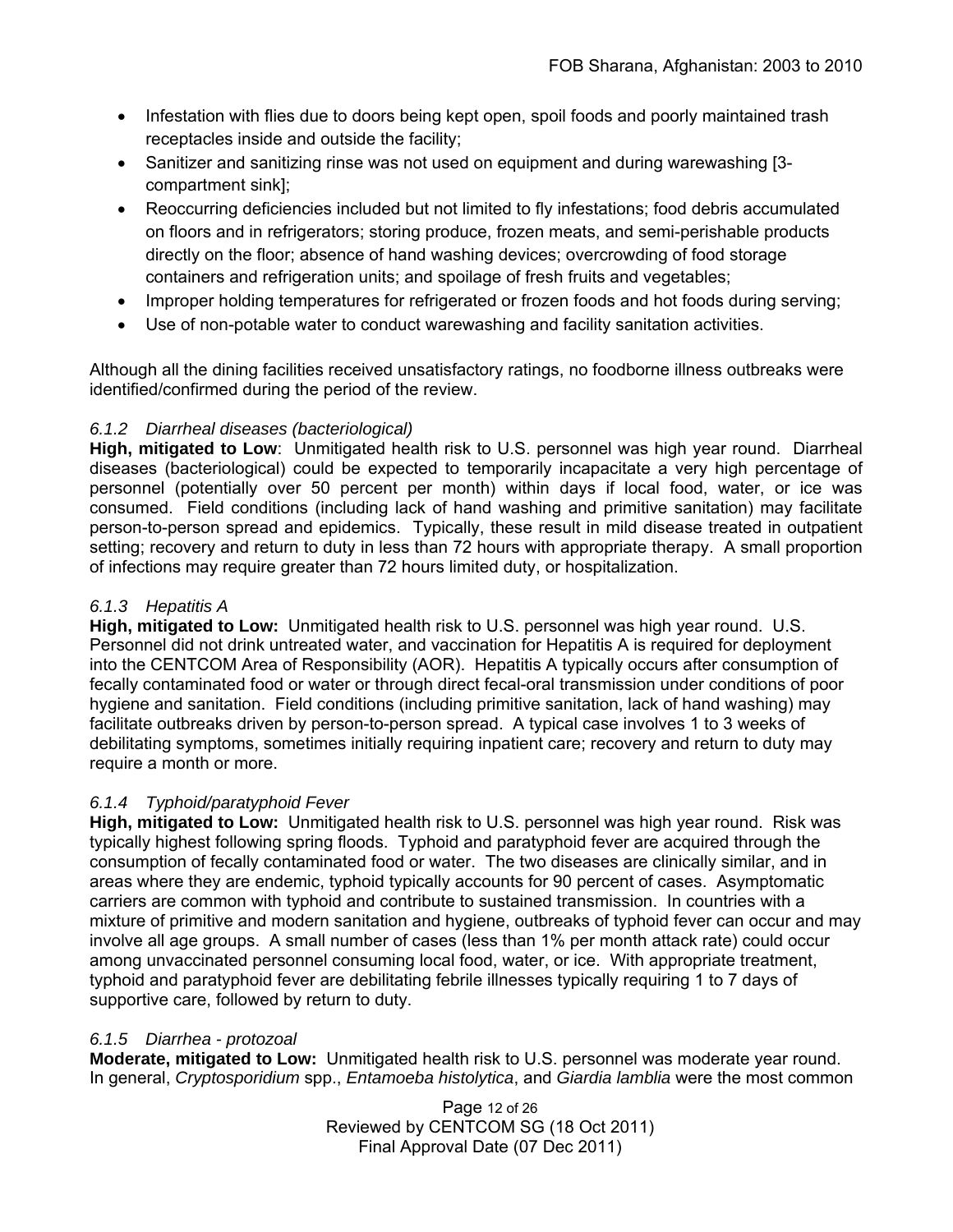- Infestation with flies due to doors being kept open, spoil foods and poorly maintained trash receptacles inside and outside the facility;
- Sanitizer and sanitizing rinse was not used on equipment and during warewashing [3-compartment sink];
- Reoccurring deficiencies included but not limited to fly infestations; food debris accumulated on floors and in refrigerators; storing produce, frozen meats, and semi-perishable products directly on the floor; absence of hand washing devices; overcrowding of food storage containers and refrigeration units; and spoilage of fresh fruits and vegetables;
- Improper holding temperatures for refrigerated or frozen foods and hot foods during serving;
- Use of non-potable water to conduct warewashing and facility sanitation activities.

Although all the dining facilities received unsatisfactory ratings, no foodborne illness outbreaks were identified/confirmed during the period of the review.

### *6.1.2 Diarrheal diseases (bacteriological)*

**High, mitigated to Low**: Unmitigated health risk to U.S. personnel was high year round. Diarrheal diseases (bacteriological) could be expected to temporarily incapacitate a very high percentage of personnel (potentially over 50 percent per month) within days if local food, water, or ice was consumed. Field conditions (including lack of hand washing and primitive sanitation) may facilitate person-to-person spread and epidemics. Typically, these result in mild disease treated in outpatient setting; recovery and return to duty in less than 72 hours with appropriate therapy. A small proportion of infections may require greater than 72 hours limited duty, or hospitalization.

### *6.1.3 Hepatitis A*

**High, mitigated to Low:** Unmitigated health risk to U.S. personnel was high year round. U.S. Personnel did not drink untreated water, and vaccination for Hepatitis A is required for deployment into the CENTCOM Area of Responsibility (AOR). Hepatitis A typically occurs after consumption of fecally contaminated food or water or through direct fecal-oral transmission under conditions of poor hygiene and sanitation. Field conditions (including primitive sanitation, lack of hand washing) may facilitate outbreaks driven by person-to-person spread. A typical case involves 1 to 3 weeks of debilitating symptoms, sometimes initially requiring inpatient care; recovery and return to duty may require a month or more.

### *6.1.4 Typhoid/paratyphoid Fever*

**High, mitigated to Low:** Unmitigated health risk to U.S. personnel was high year round. Risk was typically highest following spring floods. Typhoid and paratyphoid fever are acquired through the consumption of fecally contaminated food or water. The two diseases are clinically similar, and in areas where they are endemic, typhoid typically accounts for 90 percent of cases. Asymptomatic carriers are common with typhoid and contribute to sustained transmission. In countries with a mixture of primitive and modern sanitation and hygiene, outbreaks of typhoid fever can occur and may involve all age groups. A small number of cases (less than 1% per month attack rate) could occur among unvaccinated personnel consuming local food, water, or ice. With appropriate treatment, typhoid and paratyphoid fever are debilitating febrile illnesses typically requiring 1 to 7 days of supportive care, followed by return to duty.

### *6.1.5 Diarrhea - protozoal*

**Moderate, mitigated to Low:** Unmitigated health risk to U.S. personnel was moderate year round. In general, *Cryptosporidium* spp., *Entamoeba histolytica*, and *Giardia lamblia* were the most common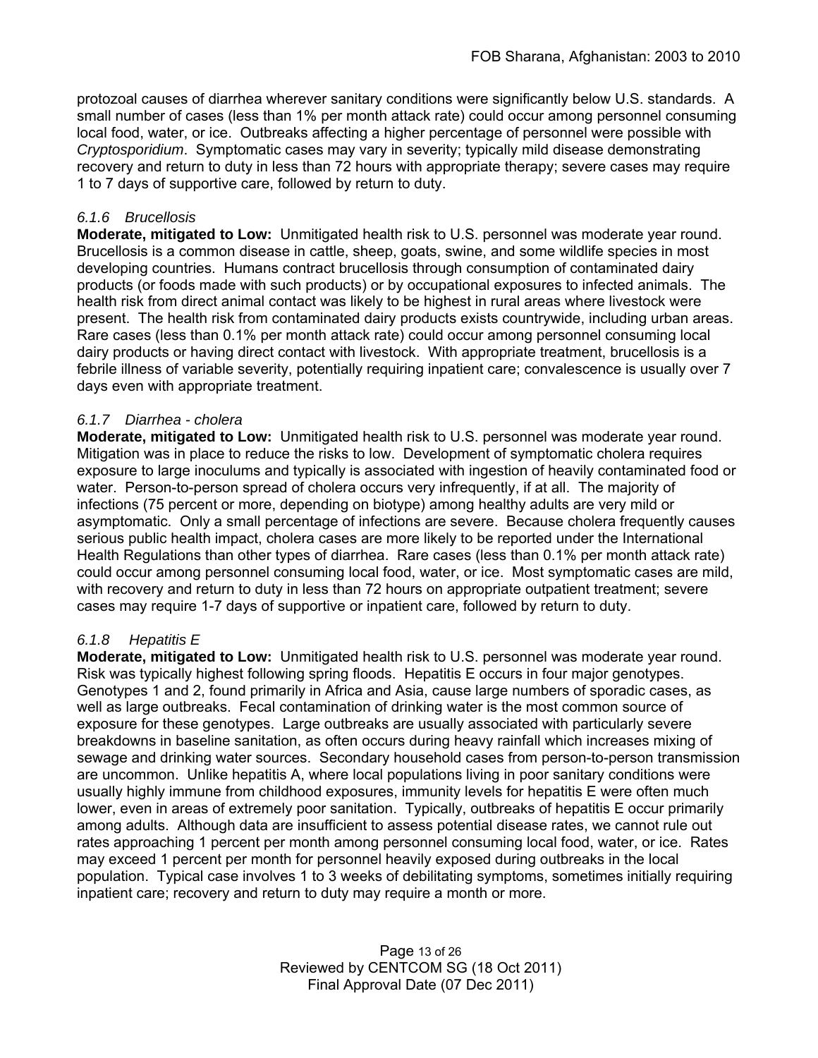protozoal causes of diarrhea wherever sanitary conditions were significantly below U.S. standards. A small number of cases (less than 1% per month attack rate) could occur among personnel consuming local food, water, or ice. Outbreaks affecting a higher percentage of personnel were possible with *Cryptosporidium*. Symptomatic cases may vary in severity; typically mild disease demonstrating recovery and return to duty in less than 72 hours with appropriate therapy; severe cases may require 1 to 7 days of supportive care, followed by return to duty.

#### *6.1.6 Brucellosis*

**Moderate, mitigated to Low:** Unmitigated health risk to U.S. personnel was moderate year round. Brucellosis is a common disease in cattle, sheep, goats, swine, and some wildlife species in most developing countries. Humans contract brucellosis through consumption of contaminated dairy products (or foods made with such products) or by occupational exposures to infected animals. The health risk from direct animal contact was likely to be highest in rural areas where livestock were present. The health risk from contaminated dairy products exists countrywide, including urban areas. Rare cases (less than 0.1% per month attack rate) could occur among personnel consuming local dairy products or having direct contact with livestock. With appropriate treatment, brucellosis is a febrile illness of variable severity, potentially requiring inpatient care; convalescence is usually over 7 days even with appropriate treatment.

#### *6.1.7 Diarrhea - cholera*

**Moderate, mitigated to Low:** Unmitigated health risk to U.S. personnel was moderate year round. Mitigation was in place to reduce the risks to low. Development of symptomatic cholera requires exposure to large inoculums and typically is associated with ingestion of heavily contaminated food or water. Person-to-person spread of cholera occurs very infrequently, if at all. The majority of infections (75 percent or more, depending on biotype) among healthy adults are very mild or asymptomatic. Only a small percentage of infections are severe. Because cholera frequently causes serious public health impact, cholera cases are more likely to be reported under the International Health Regulations than other types of diarrhea. Rare cases (less than 0.1% per month attack rate) could occur among personnel consuming local food, water, or ice. Most symptomatic cases are mild, with recovery and return to duty in less than 72 hours on appropriate outpatient treatment; severe cases may require 1-7 days of supportive or inpatient care, followed by return to duty.

#### *6.1.8 Hepatitis E*

**Moderate, mitigated to Low:** Unmitigated health risk to U.S. personnel was moderate year round. Risk was typically highest following spring floods. Hepatitis E occurs in four major genotypes. Genotypes 1 and 2, found primarily in Africa and Asia, cause large numbers of sporadic cases, as well as large outbreaks. Fecal contamination of drinking water is the most common source of exposure for these genotypes. Large outbreaks are usually associated with particularly severe breakdowns in baseline sanitation, as often occurs during heavy rainfall which increases mixing of sewage and drinking water sources. Secondary household cases from person-to-person transmission are uncommon. Unlike hepatitis A, where local populations living in poor sanitary conditions were usually highly immune from childhood exposures, immunity levels for hepatitis E were often much lower, even in areas of extremely poor sanitation. Typically, outbreaks of hepatitis E occur primarily among adults. Although data are insufficient to assess potential disease rates, we cannot rule out rates approaching 1 percent per month among personnel consuming local food, water, or ice. Rates may exceed 1 percent per month for personnel heavily exposed during outbreaks in the local population. Typical case involves 1 to 3 weeks of debilitating symptoms, sometimes initially requiring inpatient care; recovery and return to duty may require a month or more.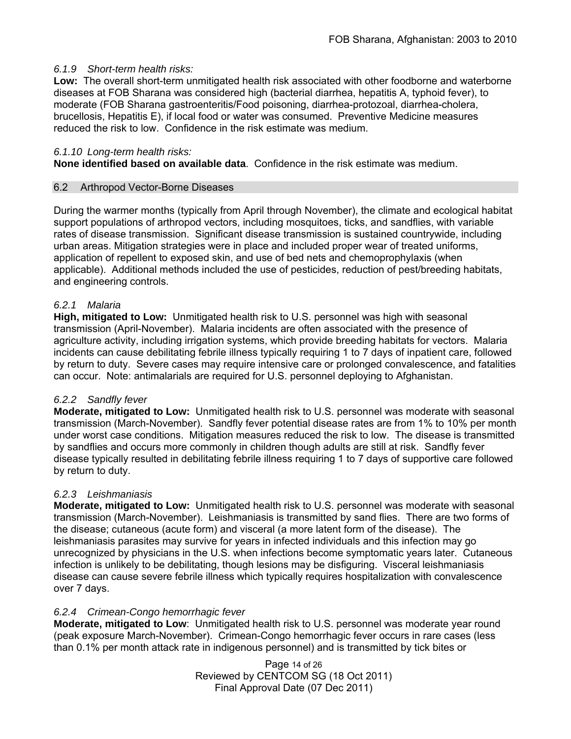#### *6.1.9 Short-term health risks:*

**Low:** The overall short-term unmitigated health risk associated with other foodborne and waterborne diseases at FOB Sharana was considered high (bacterial diarrhea, hepatitis A, typhoid fever), to moderate (FOB Sharana gastroenteritis/Food poisoning, diarrhea-protozoal, diarrhea-cholera, brucellosis, Hepatitis E), if local food or water was consumed. Preventive Medicine measures reduced the risk to low. Confidence in the risk estimate was medium.

#### *6.1.10 Long-term health risks:*

**None identified based on available data**. Confidence in the risk estimate was medium.

## 6.2 Arthropod Vector-Borne Diseases

During the warmer months (typically from April through November), the climate and ecological habitat support populations of arthropod vectors, including mosquitoes, ticks, and sandflies, with variable rates of disease transmission. Significant disease transmission is sustained countrywide, including urban areas. Mitigation strategies were in place and included proper wear of treated uniforms, application of repellent to exposed skin, and use of bed nets and chemoprophylaxis (when applicable). Additional methods included the use of pesticides, reduction of pest/breeding habitats, and engineering controls.

#### *6.2.1 Malaria*

**High, mitigated to Low:** Unmitigated health risk to U.S. personnel was high with seasonal transmission (April-November). Malaria incidents are often associated with the presence of agriculture activity, including irrigation systems, which provide breeding habitats for vectors. Malaria incidents can cause debilitating febrile illness typically requiring 1 to 7 days of inpatient care, followed by return to duty. Severe cases may require intensive care or prolonged convalescence, and fatalities can occur. Note: antimalarials are required for U.S. personnel deploying to Afghanistan.

#### *6.2.2 Sandfly fever*

**Moderate, mitigated to Low:** Unmitigated health risk to U.S. personnel was moderate with seasonal transmission (March-November). Sandfly fever potential disease rates are from 1% to 10% per month under worst case conditions. Mitigation measures reduced the risk to low. The disease is transmitted by sandflies and occurs more commonly in children though adults are still at risk. Sandfly fever disease typically resulted in debilitating febrile illness requiring 1 to 7 days of supportive care followed by return to duty.

#### *6.2.3 Leishmaniasis*

**Moderate, mitigated to Low:** Unmitigated health risk to U.S. personnel was moderate with seasonal transmission (March-November). Leishmaniasis is transmitted by sand flies. There are two forms of the disease; cutaneous (acute form) and visceral (a more latent form of the disease). The leishmaniasis parasites may survive for years in infected individuals and this infection may go unrecognized by physicians in the U.S. when infections become symptomatic years later. Cutaneous infection is unlikely to be debilitating, though lesions may be disfiguring. Visceral leishmaniasis disease can cause severe febrile illness which typically requires hospitalization with convalescence over 7 days.

#### *6.2.4 Crimean-Congo hemorrhagic fever*

**Moderate, mitigated to Low**: Unmitigated health risk to U.S. personnel was moderate year round (peak exposure March-November). Crimean-Congo hemorrhagic fever occurs in rare cases (less than 0.1% per month attack rate in indigenous personnel) and is transmitted by tick bites or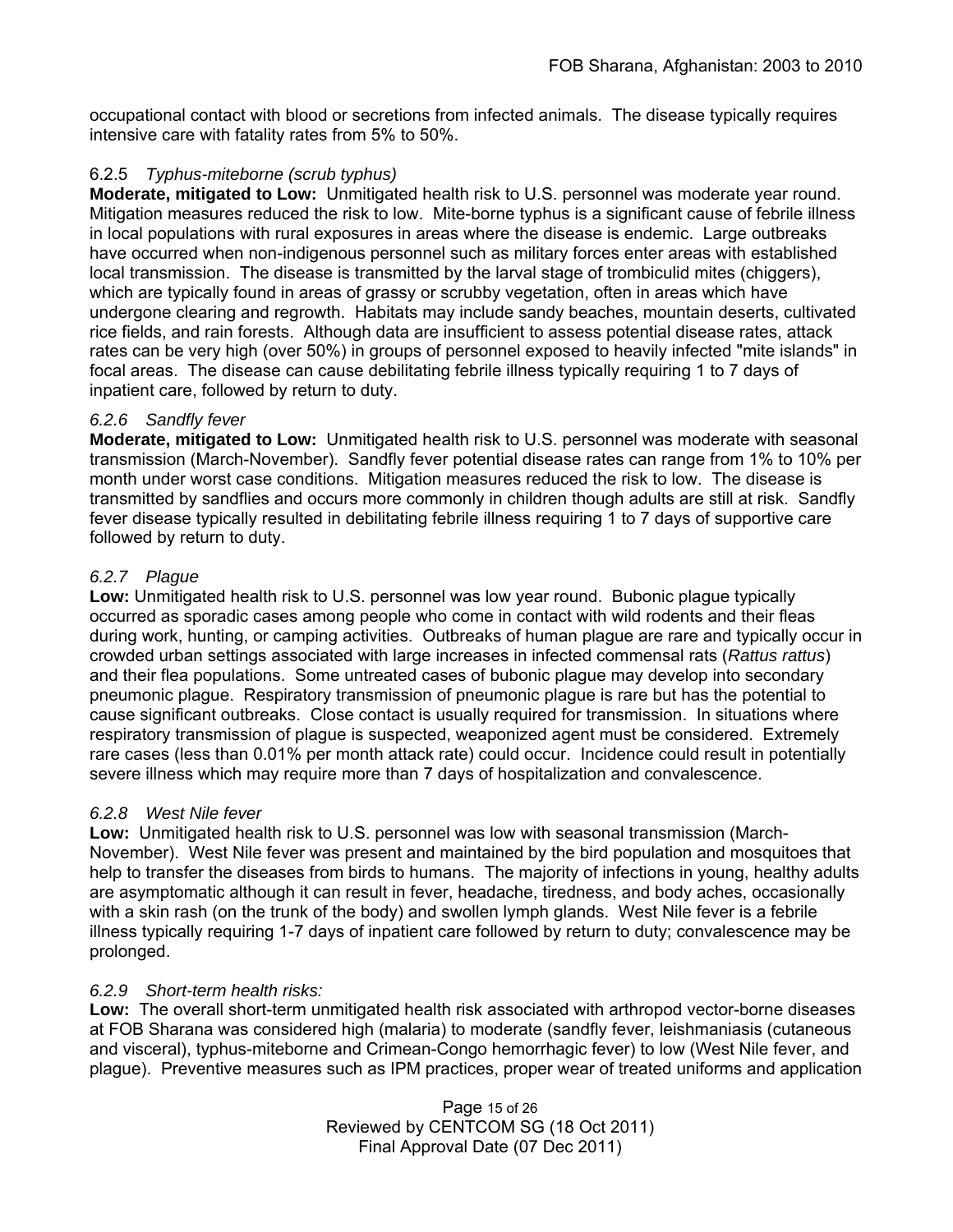occupational contact with blood or secretions from infected animals. The disease typically requires intensive care with fatality rates from 5% to 50%.

### 6.2.5 *Typhus-miteborne (scrub typhus)*

**Moderate, mitigated to Low:** Unmitigated health risk to U.S. personnel was moderate year round. Mitigation measures reduced the risk to low. Mite-borne typhus is a significant cause of febrile illness in local populations with rural exposures in areas where the disease is endemic. Large outbreaks have occurred when non-indigenous personnel such as military forces enter areas with established local transmission. The disease is transmitted by the larval stage of trombiculid mites (chiggers), which are typically found in areas of grassy or scrubby vegetation, often in areas which have undergone clearing and regrowth. Habitats may include sandy beaches, mountain deserts, cultivated rice fields, and rain forests. Although data are insufficient to assess potential disease rates, attack rates can be very high (over 50%) in groups of personnel exposed to heavily infected "mite islands" in focal areas. The disease can cause debilitating febrile illness typically requiring 1 to 7 days of inpatient care, followed by return to duty.

### *6.2.6 Sandfly fever*

**Moderate, mitigated to Low:** Unmitigated health risk to U.S. personnel was moderate with seasonal transmission (March-November). Sandfly fever potential disease rates can range from 1% to 10% per month under worst case conditions. Mitigation measures reduced the risk to low. The disease is transmitted by sandflies and occurs more commonly in children though adults are still at risk. Sandfly fever disease typically resulted in debilitating febrile illness requiring 1 to 7 days of supportive care followed by return to duty.

### *6.2.7 Plague*

**Low:** Unmitigated health risk to U.S. personnel was low year round. Bubonic plague typically occurred as sporadic cases among people who come in contact with wild rodents and their fleas during work, hunting, or camping activities. Outbreaks of human plague are rare and typically occur in crowded urban settings associated with large increases in infected commensal rats (*Rattus rattus*) and their flea populations. Some untreated cases of bubonic plague may develop into secondary pneumonic plague. Respiratory transmission of pneumonic plague is rare but has the potential to cause significant outbreaks. Close contact is usually required for transmission. In situations where respiratory transmission of plague is suspected, weaponized agent must be considered. Extremely rare cases (less than 0.01% per month attack rate) could occur. Incidence could result in potentially severe illness which may require more than 7 days of hospitalization and convalescence.

### *6.2.8 West Nile fever*

**Low:** Unmitigated health risk to U.S. personnel was low with seasonal transmission (March-November). West Nile fever was present and maintained by the bird population and mosquitoes that help to transfer the diseases from birds to humans. The majority of infections in young, healthy adults are asymptomatic although it can result in fever, headache, tiredness, and body aches, occasionally with a skin rash (on the trunk of the body) and swollen lymph glands. West Nile fever is a febrile illness typically requiring 1-7 days of inpatient care followed by return to duty; convalescence may be prolonged.

### *6.2.9 Short-term health risks:*

**Low:** The overall short-term unmitigated health risk associated with arthropod vector-borne diseases at FOB Sharana was considered high (malaria) to moderate (sandfly fever, leishmaniasis (cutaneous and visceral), typhus-miteborne and Crimean-Congo hemorrhagic fever) to low (West Nile fever, and plague). Preventive measures such as IPM practices, proper wear of treated uniforms and application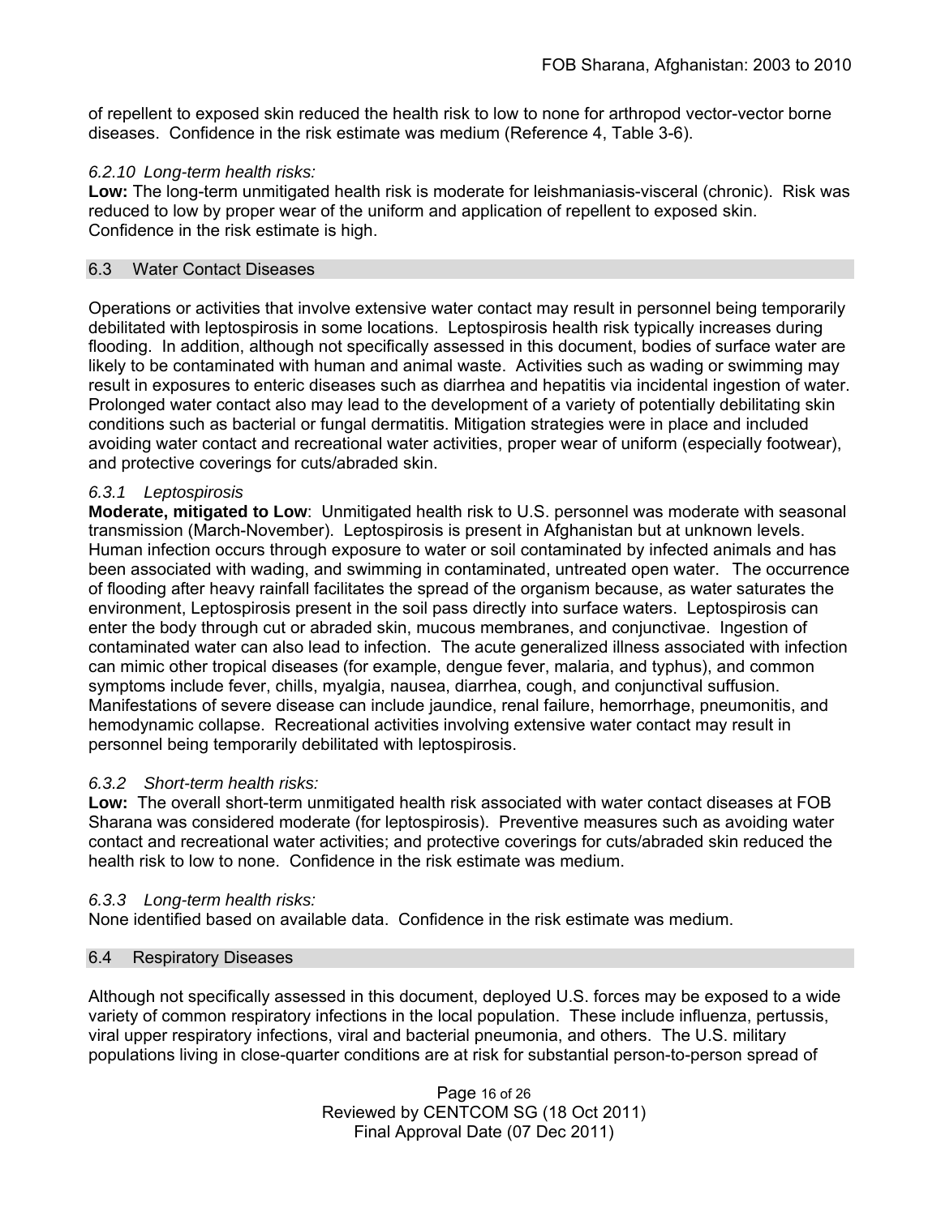of repellent to exposed skin reduced the health risk to low to none for arthropod vector-vector borne diseases. Confidence in the risk estimate was medium (Reference 4, Table 3-6).

*6.2.10 Long-term health risks:*

**Low:** The long-term unmitigated health risk is moderate for leishmaniasis-visceral (chronic). Risk was reduced to low by proper wear of the uniform and application of repellent to exposed skin. Confidence in the risk estimate is high.

## 6.3 Water Contact Diseases

Operations or activities that involve extensive water contact may result in personnel being temporarily debilitated with leptospirosis in some locations. Leptospirosis health risk typically increases during flooding. In addition, although not specifically assessed in this document, bodies of surface water are likely to be contaminated with human and animal waste. Activities such as wading or swimming may result in exposures to enteric diseases such as diarrhea and hepatitis via incidental ingestion of water. Prolonged water contact also may lead to the development of a variety of potentially debilitating skin conditions such as bacterial or fungal dermatitis. Mitigation strategies were in place and included avoiding water contact and recreational water activities, proper wear of uniform (especially footwear), and protective coverings for cuts/abraded skin.

*6.3.1 Leptospirosis*

**Moderate, mitigated to Low**: Unmitigated health risk to U.S. personnel was moderate with seasonal transmission (March-November). Leptospirosis is present in Afghanistan but at unknown levels. Human infection occurs through exposure to water or soil contaminated by infected animals and has been associated with wading, and swimming in contaminated, untreated open water. The occurrence of flooding after heavy rainfall facilitates the spread of the organism because, as water saturates the environment, Leptospirosis present in the soil pass directly into surface waters. Leptospirosis can enter the body through cut or abraded skin, mucous membranes, and conjunctivae. Ingestion of contaminated water can also lead to infection. The acute generalized illness associated with infection can mimic other tropical diseases (for example, dengue fever, malaria, and typhus), and common symptoms include fever, chills, myalgia, nausea, diarrhea, cough, and conjunctival suffusion. Manifestations of severe disease can include jaundice, renal failure, hemorrhage, pneumonitis, and hemodynamic collapse. Recreational activities involving extensive water contact may result in personnel being temporarily debilitated with leptospirosis.

*6.3.2 Short-term health risks:*

**Low:** The overall short-term unmitigated health risk associated with water contact diseases at FOB Sharana was considered moderate (for leptospirosis). Preventive measures such as avoiding water contact and recreational water activities; and protective coverings for cuts/abraded skin reduced the health risk to low to none. Confidence in the risk estimate was medium.

*6.3.3 Long-term health risks:*

None identified based on available data. Confidence in the risk estimate was medium.

## 6.4 Respiratory Diseases

Although not specifically assessed in this document, deployed U.S. forces may be exposed to a wide variety of common respiratory infections in the local population. These include influenza, pertussis, viral upper respiratory infections, viral and bacterial pneumonia, and others. The U.S. military populations living in close-quarter conditions are at risk for substantial person-to-person spread of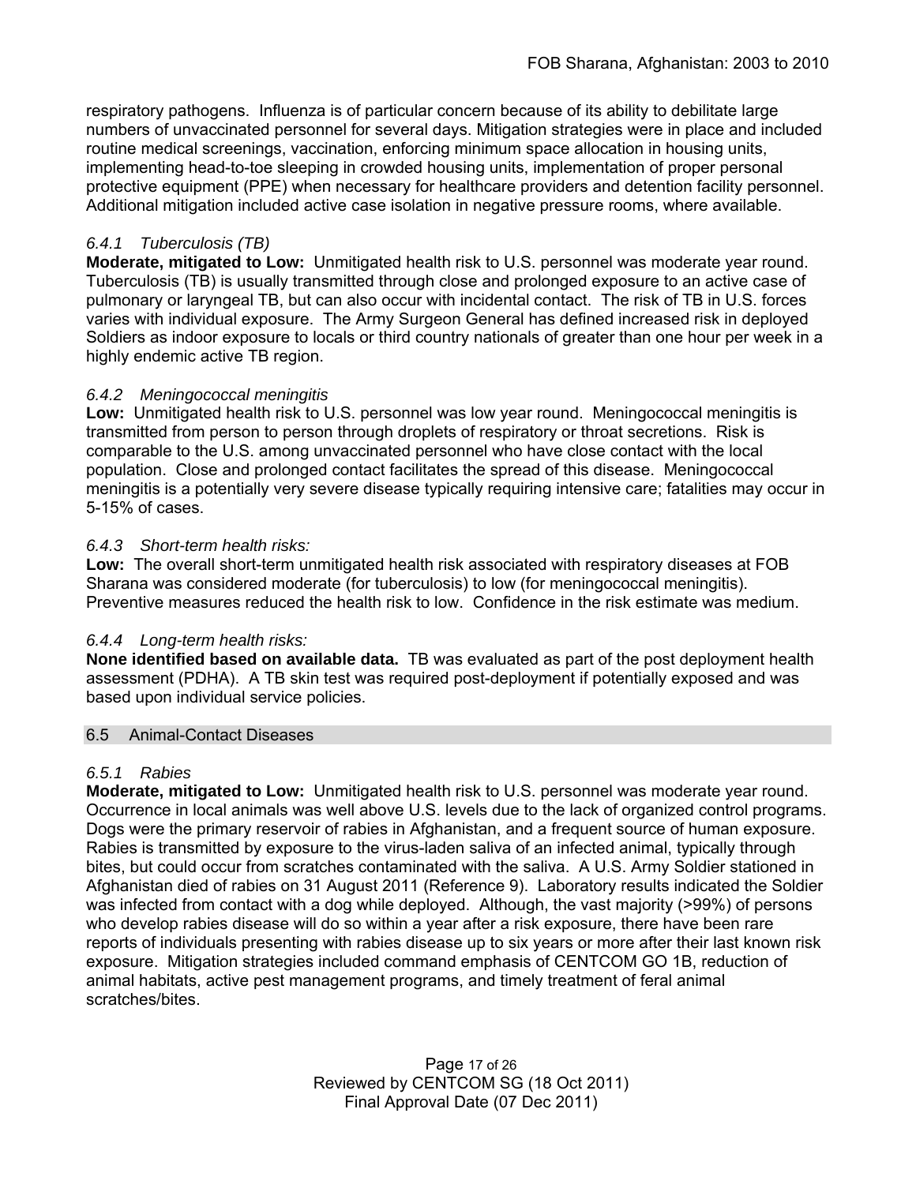respiratory pathogens. Influenza is of particular concern because of its ability to debilitate large numbers of unvaccinated personnel for several days. Mitigation strategies were in place and included routine medical screenings, vaccination, enforcing minimum space allocation in housing units, implementing head-to-toe sleeping in crowded housing units, implementation of proper personal protective equipment (PPE) when necessary for healthcare providers and detention facility personnel. Additional mitigation included active case isolation in negative pressure rooms, where available.

#### *6.4.1 Tuberculosis (TB)*

**Moderate, mitigated to Low:** Unmitigated health risk to U.S. personnel was moderate year round. Tuberculosis (TB) is usually transmitted through close and prolonged exposure to an active case of pulmonary or laryngeal TB, but can also occur with incidental contact. The risk of TB in U.S. forces varies with individual exposure. The Army Surgeon General has defined increased risk in deployed Soldiers as indoor exposure to locals or third country nationals of greater than one hour per week in a highly endemic active TB region.

#### *6.4.2 Meningococcal meningitis*

**Low:** Unmitigated health risk to U.S. personnel was low year round. Meningococcal meningitis is transmitted from person to person through droplets of respiratory or throat secretions. Risk is comparable to the U.S. among unvaccinated personnel who have close contact with the local population. Close and prolonged contact facilitates the spread of this disease. Meningococcal meningitis is a potentially very severe disease typically requiring intensive care; fatalities may occur in 5-15% of cases.

#### *6.4.3 Short-term health risks:*

**Low:** The overall short-term unmitigated health risk associated with respiratory diseases at FOB Sharana was considered moderate (for tuberculosis) to low (for meningococcal meningitis). Preventive measures reduced the health risk to low. Confidence in the risk estimate was medium.

#### *6.4.4 Long-term health risks:*

**None identified based on available data.** TB was evaluated as part of the post deployment health assessment (PDHA). A TB skin test was required post-deployment if potentially exposed and was based upon individual service policies.

### 6.5 Animal-Contact Diseases

#### *6.5.1 Rabies*

**Moderate, mitigated to Low:** Unmitigated health risk to U.S. personnel was moderate year round. Occurrence in local animals was well above U.S. levels due to the lack of organized control programs. Dogs were the primary reservoir of rabies in Afghanistan, and a frequent source of human exposure. Rabies is transmitted by exposure to the virus-laden saliva of an infected animal, typically through bites, but could occur from scratches contaminated with the saliva. A U.S. Army Soldier stationed in Afghanistan died of rabies on 31 August 2011 (Reference 9). Laboratory results indicated the Soldier was infected from contact with a dog while deployed. Although, the vast majority (>99%) of persons who develop rabies disease will do so within a year after a risk exposure, there have been rare reports of individuals presenting with rabies disease up to six years or more after their last known risk exposure. Mitigation strategies included command emphasis of CENTCOM GO 1B, reduction of animal habitats, active pest management programs, and timely treatment of feral animal scratches/bites.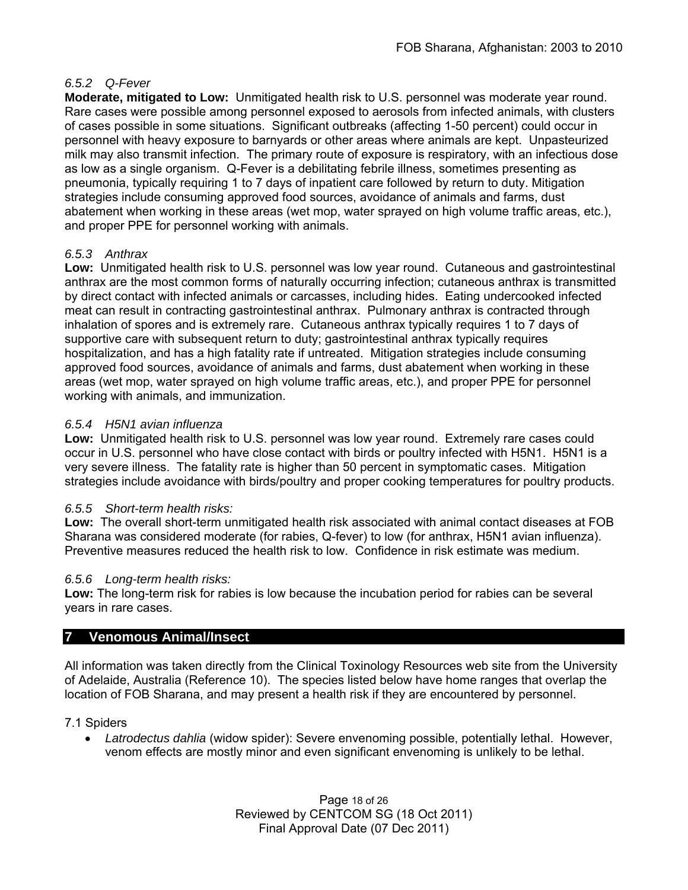#### *6.5.2 Q-Fever*

**Moderate, mitigated to Low:** Unmitigated health risk to U.S. personnel was moderate year round. Rare cases were possible among personnel exposed to aerosols from infected animals, with clusters of cases possible in some situations. Significant outbreaks (affecting 1-50 percent) could occur in personnel with heavy exposure to barnyards or other areas where animals are kept. Unpasteurized milk may also transmit infection. The primary route of exposure is respiratory, with an infectious dose as low as a single organism. Q-Fever is a debilitating febrile illness, sometimes presenting as pneumonia, typically requiring 1 to 7 days of inpatient care followed by return to duty. Mitigation strategies include consuming approved food sources, avoidance of animals and farms, dust abatement when working in these areas (wet mop, water sprayed on high volume traffic areas, etc.), and proper PPE for personnel working with animals.

#### *6.5.3 Anthrax*

**Low:** Unmitigated health risk to U.S. personnel was low year round. Cutaneous and gastrointestinal anthrax are the most common forms of naturally occurring infection; cutaneous anthrax is transmitted by direct contact with infected animals or carcasses, including hides. Eating undercooked infected meat can result in contracting gastrointestinal anthrax. Pulmonary anthrax is contracted through inhalation of spores and is extremely rare. Cutaneous anthrax typically requires 1 to 7 days of supportive care with subsequent return to duty; gastrointestinal anthrax typically requires hospitalization, and has a high fatality rate if untreated. Mitigation strategies include consuming approved food sources, avoidance of animals and farms, dust abatement when working in these areas (wet mop, water sprayed on high volume traffic areas, etc.), and proper PPE for personnel working with animals, and immunization.

#### *6.5.4 H5N1 avian influenza*

**Low:** Unmitigated health risk to U.S. personnel was low year round. Extremely rare cases could occur in U.S. personnel who have close contact with birds or poultry infected with H5N1. H5N1 is a very severe illness. The fatality rate is higher than 50 percent in symptomatic cases. Mitigation strategies include avoidance with birds/poultry and proper cooking temperatures for poultry products.

#### *6.5.5 Short-term health risks:*

**Low:** The overall short-term unmitigated health risk associated with animal contact diseases at FOB Sharana was considered moderate (for rabies, Q-fever) to low (for anthrax, H5N1 avian influenza). Preventive measures reduced the health risk to low. Confidence in risk estimate was medium.

#### *6.5.6 Long-term health risks:*

**Low:** The long-term risk for rabies is low because the incubation period for rabies can be several years in rare cases.

## 7 Venomous Animal/Insect

All information was taken directly from the Clinical Toxinology Resources web site from the University of Adelaide, Australia (Reference 10). The species listed below have home ranges that overlap the location of FOB Sharana, and may present a health risk if they are encountered by personnel.

7.1 Spiders

- *Latrodectus dahlia* (widow spider): Severe envenoming possible, potentially lethal. However, venom effects are mostly minor and even significant envenoming is unlikely to be lethal.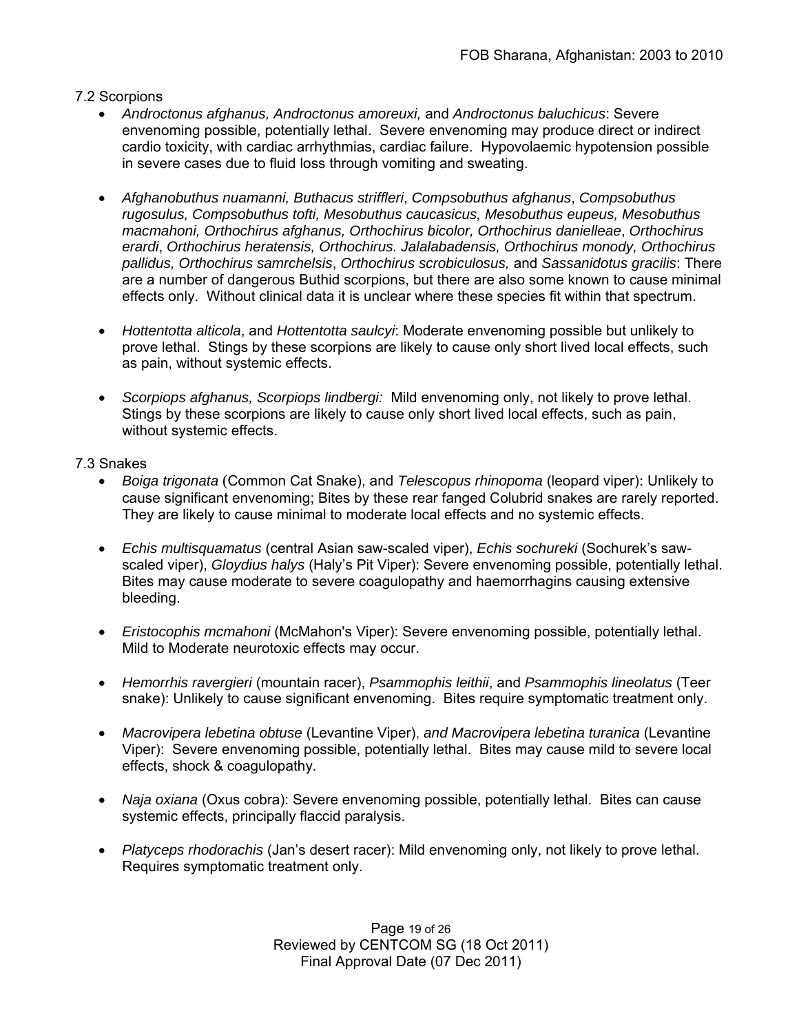7.2 Scorpions

- *Androctonus afghanus, Androctonus amoreuxi,* and *Androctonus baluchicus*: Severe envenoming possible, potentially lethal. Severe envenoming may produce direct or indirect cardio toxicity, with cardiac arrhythmias, cardiac failure. Hypovolaemic hypotension possible in severe cases due to fluid loss through vomiting and sweating.

- *Afghanobuthus nuamanni, Buthacus striffleri*, *Compsobuthus afghanus*, *Compsobuthus rugosulus, Compsobuthus tofti, Mesobuthus caucasicus, Mesobuthus eupeus, Mesobuthus macmahoni, Orthochirus afghanus, Orthochirus bicolor, Orthochirus danielleae*, *Orthochirus erardi*, *Orthochirus heratensis, Orthochirus. Jalalabadensis, Orthochirus monody, Orthochirus pallidus, Orthochirus samrchelsis*, *Orthochirus scrobiculosus,* and *Sassanidotus gracilis*: There are a number of dangerous Buthid scorpions, but there are also some known to cause minimal effects only. Without clinical data it is unclear where these species fit within that spectrum.

- *Hottentotta alticola*, and *Hottentotta saulcyi*: Moderate envenoming possible but unlikely to prove lethal. Stings by these scorpions are likely to cause only short lived local effects, such as pain, without systemic effects.

- *Scorpiops afghanus, Scorpiops lindbergi:* Mild envenoming only, not likely to prove lethal. Stings by these scorpions are likely to cause only short lived local effects, such as pain, without systemic effects.

7.3 Snakes

- *Boiga trigonata* (Common Cat Snake), and *Telescopus rhinopoma* (leopard viper): Unlikely to cause significant envenoming; Bites by these rear fanged Colubrid snakes are rarely reported. They are likely to cause minimal to moderate local effects and no systemic effects.

- *Echis multisquamatus* (central Asian saw-scaled viper), *Echis sochureki* (Sochurek's saw-scaled viper), *Gloydius halys* (Haly's Pit Viper): Severe envenoming possible, potentially lethal. Bites may cause moderate to severe coagulopathy and haemorrhagins causing extensive bleeding.

- *Eristocophis mcmahoni* (McMahon's Viper): Severe envenoming possible, potentially lethal. Mild to Moderate neurotoxic effects may occur.

- *Hemorrhis ravergieri* (mountain racer), *Psammophis leithii*, and *Psammophis lineolatus* (Teer snake): Unlikely to cause significant envenoming. Bites require symptomatic treatment only.

- *Macrovipera lebetina obtuse* (Levantine Viper), *and Macrovipera lebetina turanica* (Levantine Viper): Severe envenoming possible, potentially lethal. Bites may cause mild to severe local effects, shock & coagulopathy.

- *Naja oxiana* (Oxus cobra): Severe envenoming possible, potentially lethal. Bites can cause systemic effects, principally flaccid paralysis.

- *Platyceps rhodorachis* (Jan's desert racer): Mild envenoming only, not likely to prove lethal. Requires symptomatic treatment only.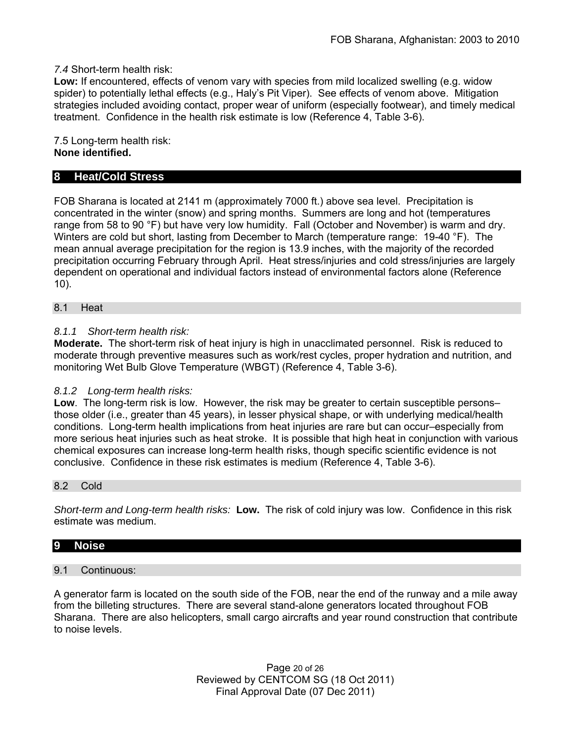*7.4* Short-term health risk:

**Low:** If encountered, effects of venom vary with species from mild localized swelling (e.g. widow spider) to potentially lethal effects (e.g., Haly's Pit Viper). See effects of venom above. Mitigation strategies included avoiding contact, proper wear of uniform (especially footwear), and timely medical treatment. Confidence in the health risk estimate is low (Reference 4, Table 3-6).

7.5 Long-term health risk:
**None identified.**

## 8 Heat/Cold Stress

FOB Sharana is located at 2141 m (approximately 7000 ft.) above sea level. Precipitation is concentrated in the winter (snow) and spring months. Summers are long and hot (temperatures range from 58 to 90 °F) but have very low humidity. Fall (October and November) is warm and dry. Winters are cold but short, lasting from December to March (temperature range: 19-40 °F). The mean annual average precipitation for the region is 13.9 inches, with the majority of the recorded precipitation occurring February through April. Heat stress/injuries and cold stress/injuries are largely dependent on operational and individual factors instead of environmental factors alone (Reference 10).

### 8.1 Heat

*8.1.1 Short-term health risk:*

**Moderate.** The short-term risk of heat injury is high in unacclimated personnel. Risk is reduced to moderate through preventive measures such as work/rest cycles, proper hydration and nutrition, and monitoring Wet Bulb Glove Temperature (WBGT) (Reference 4, Table 3-6).

*8.1.2 Long-term health risks:*

**Low**. The long-term risk is low. However, the risk may be greater to certain susceptible persons– those older (i.e., greater than 45 years), in lesser physical shape, or with underlying medical/health conditions. Long-term health implications from heat injuries are rare but can occur–especially from more serious heat injuries such as heat stroke. It is possible that high heat in conjunction with various chemical exposures can increase long-term health risks, though specific scientific evidence is not conclusive. Confidence in these risk estimates is medium (Reference 4, Table 3-6).

### 8.2 Cold

*Short-term and Long-term health risks:* **Low.** The risk of cold injury was low. Confidence in this risk estimate was medium.

## 9 Noise

### 9.1 Continuous:

A generator farm is located on the south side of the FOB, near the end of the runway and a mile away from the billeting structures. There are several stand-alone generators located throughout FOB Sharana. There are also helicopters, small cargo aircrafts and year round construction that contribute to noise levels.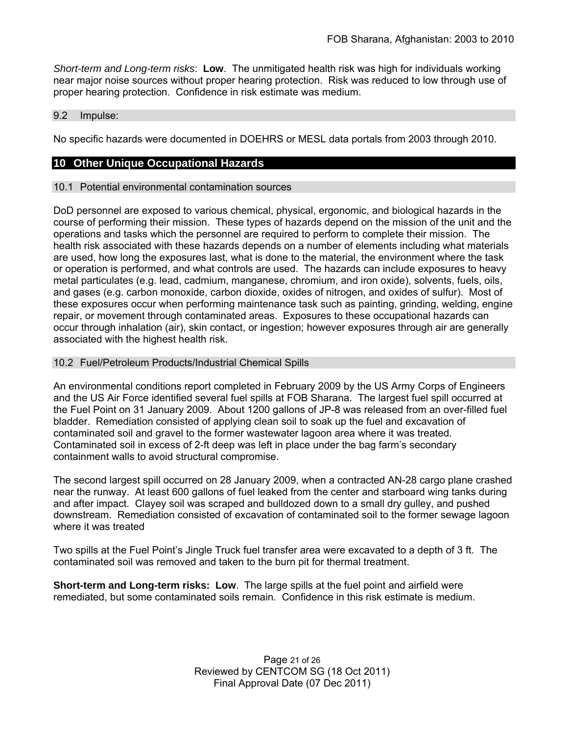*Short-term and Long-term risks*: **Low**. The unmitigated health risk was high for individuals working near major noise sources without proper hearing protection. Risk was reduced to low through use of proper hearing protection. Confidence in risk estimate was medium.

### 9.2 Impulse:

No specific hazards were documented in DOEHRS or MESL data portals from 2003 through 2010.

## 10 Other Unique Occupational Hazards

### 10.1 Potential environmental contamination sources

DoD personnel are exposed to various chemical, physical, ergonomic, and biological hazards in the course of performing their mission. These types of hazards depend on the mission of the unit and the operations and tasks which the personnel are required to perform to complete their mission. The health risk associated with these hazards depends on a number of elements including what materials are used, how long the exposures last, what is done to the material, the environment where the task or operation is performed, and what controls are used. The hazards can include exposures to heavy metal particulates (e.g. lead, cadmium, manganese, chromium, and iron oxide), solvents, fuels, oils, and gases (e.g. carbon monoxide, carbon dioxide, oxides of nitrogen, and oxides of sulfur). Most of these exposures occur when performing maintenance task such as painting, grinding, welding, engine repair, or movement through contaminated areas. Exposures to these occupational hazards can occur through inhalation (air), skin contact, or ingestion; however exposures through air are generally associated with the highest health risk.

### 10.2 Fuel/Petroleum Products/Industrial Chemical Spills

An environmental conditions report completed in February 2009 by the US Army Corps of Engineers and the US Air Force identified several fuel spills at FOB Sharana. The largest fuel spill occurred at the Fuel Point on 31 January 2009. About 1200 gallons of JP-8 was released from an over-filled fuel bladder. Remediation consisted of applying clean soil to soak up the fuel and excavation of contaminated soil and gravel to the former wastewater lagoon area where it was treated. Contaminated soil in excess of 2-ft deep was left in place under the bag farm's secondary containment walls to avoid structural compromise.

The second largest spill occurred on 28 January 2009, when a contracted AN-28 cargo plane crashed near the runway. At least 600 gallons of fuel leaked from the center and starboard wing tanks during and after impact. Clayey soil was scraped and bulldozed down to a small dry gulley, and pushed downstream. Remediation consisted of excavation of contaminated soil to the former sewage lagoon where it was treated

Two spills at the Fuel Point's Jingle Truck fuel transfer area were excavated to a depth of 3 ft. The contaminated soil was removed and taken to the burn pit for thermal treatment.

**Short-term and Long-term risks: Low**. The large spills at the fuel point and airfield were remediated, but some contaminated soils remain. Confidence in this risk estimate is medium.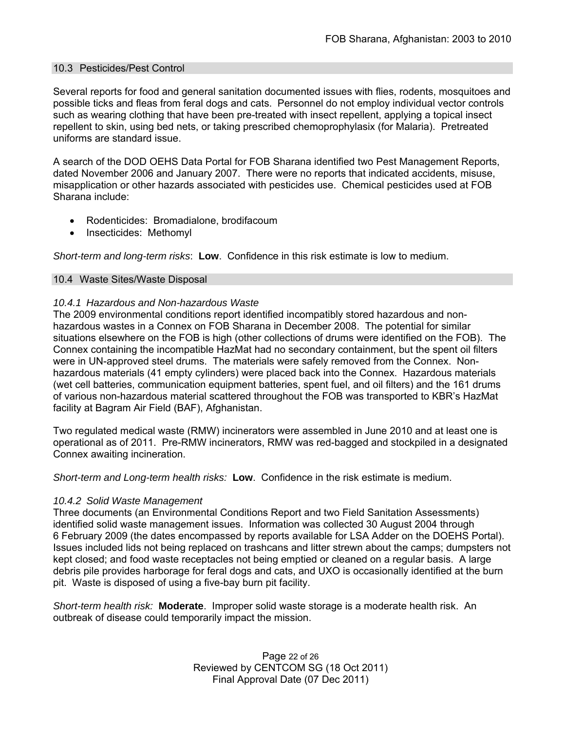### 10.3 Pesticides/Pest Control

Several reports for food and general sanitation documented issues with flies, rodents, mosquitoes and possible ticks and fleas from feral dogs and cats. Personnel do not employ individual vector controls such as wearing clothing that have been pre-treated with insect repellent, applying a topical insect repellent to skin, using bed nets, or taking prescribed chemoprophylasix (for Malaria). Pretreated uniforms are standard issue.

A search of the DOD OEHS Data Portal for FOB Sharana identified two Pest Management Reports, dated November 2006 and January 2007. There were no reports that indicated accidents, misuse, misapplication or other hazards associated with pesticides use. Chemical pesticides used at FOB Sharana include:

- Rodenticides: Bromadialone, brodifacoum
- Insecticides: Methomyl

*Short-term and long-term risks*: **Low**. Confidence in this risk estimate is low to medium.

### 10.4 Waste Sites/Waste Disposal

*10.4.1 Hazardous and Non-hazardous Waste*

The 2009 environmental conditions report identified incompatibly stored hazardous and non-hazardous wastes in a Connex on FOB Sharana in December 2008. The potential for similar situations elsewhere on the FOB is high (other collections of drums were identified on the FOB). The Connex containing the incompatible HazMat had no secondary containment, but the spent oil filters were in UN-approved steel drums. The materials were safely removed from the Connex. Non-hazardous materials (41 empty cylinders) were placed back into the Connex. Hazardous materials (wet cell batteries, communication equipment batteries, spent fuel, and oil filters) and the 161 drums of various non-hazardous material scattered throughout the FOB was transported to KBR's HazMat facility at Bagram Air Field (BAF), Afghanistan.

Two regulated medical waste (RMW) incinerators were assembled in June 2010 and at least one is operational as of 2011. Pre-RMW incinerators, RMW was red-bagged and stockpiled in a designated Connex awaiting incineration.

*Short-term and Long-term health risks:* **Low**. Confidence in the risk estimate is medium.

*10.4.2 Solid Waste Management*

Three documents (an Environmental Conditions Report and two Field Sanitation Assessments) identified solid waste management issues. Information was collected 30 August 2004 through 6 February 2009 (the dates encompassed by reports available for LSA Adder on the DOEHS Portal). Issues included lids not being replaced on trashcans and litter strewn about the camps; dumpsters not kept closed; and food waste receptacles not being emptied or cleaned on a regular basis. A large debris pile provides harborage for feral dogs and cats, and UXO is occasionally identified at the burn pit. Waste is disposed of using a five-bay burn pit facility.

*Short-term health risk:* **Moderate**. Improper solid waste storage is a moderate health risk. An outbreak of disease could temporarily impact the mission.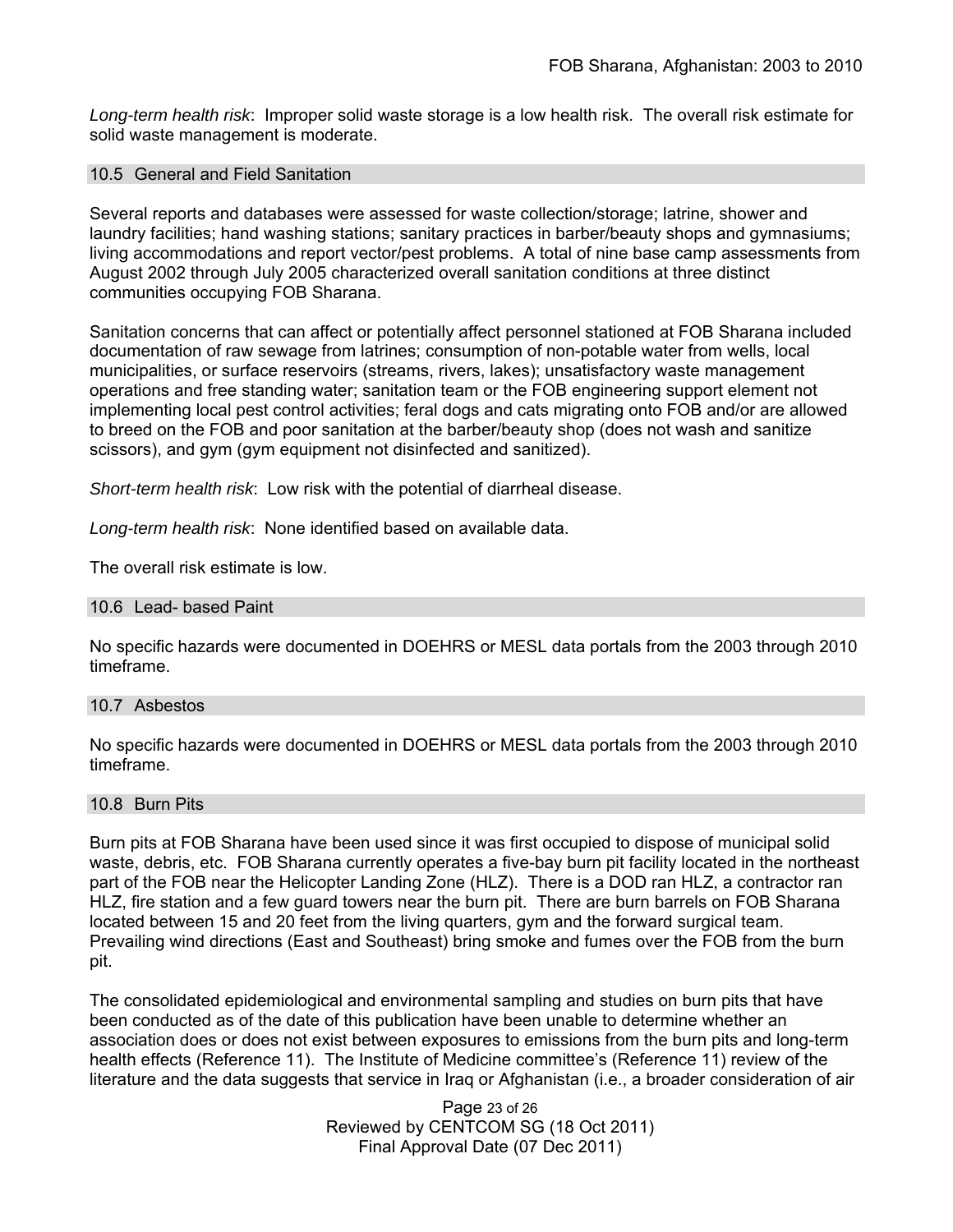*Long-term health risk*: Improper solid waste storage is a low health risk. The overall risk estimate for solid waste management is moderate.

### 10.5 General and Field Sanitation

Several reports and databases were assessed for waste collection/storage; latrine, shower and laundry facilities; hand washing stations; sanitary practices in barber/beauty shops and gymnasiums; living accommodations and report vector/pest problems. A total of nine base camp assessments from August 2002 through July 2005 characterized overall sanitation conditions at three distinct communities occupying FOB Sharana.

Sanitation concerns that can affect or potentially affect personnel stationed at FOB Sharana included documentation of raw sewage from latrines; consumption of non-potable water from wells, local municipalities, or surface reservoirs (streams, rivers, lakes); unsatisfactory waste management operations and free standing water; sanitation team or the FOB engineering support element not implementing local pest control activities; feral dogs and cats migrating onto FOB and/or are allowed to breed on the FOB and poor sanitation at the barber/beauty shop (does not wash and sanitize scissors), and gym (gym equipment not disinfected and sanitized).

*Short-term health risk*: Low risk with the potential of diarrheal disease.

*Long-term health risk*: None identified based on available data.

The overall risk estimate is low.

### 10.6 Lead- based Paint

No specific hazards were documented in DOEHRS or MESL data portals from the 2003 through 2010 timeframe.

### 10.7 Asbestos

No specific hazards were documented in DOEHRS or MESL data portals from the 2003 through 2010 timeframe.

### 10.8 Burn Pits

Burn pits at FOB Sharana have been used since it was first occupied to dispose of municipal solid waste, debris, etc. FOB Sharana currently operates a five-bay burn pit facility located in the northeast part of the FOB near the Helicopter Landing Zone (HLZ). There is a DOD ran HLZ, a contractor ran HLZ, fire station and a few guard towers near the burn pit. There are burn barrels on FOB Sharana located between 15 and 20 feet from the living quarters, gym and the forward surgical team. Prevailing wind directions (East and Southeast) bring smoke and fumes over the FOB from the burn pit.

The consolidated epidemiological and environmental sampling and studies on burn pits that have been conducted as of the date of this publication have been unable to determine whether an association does or does not exist between exposures to emissions from the burn pits and long-term health effects (Reference 11). The Institute of Medicine committee's (Reference 11) review of the literature and the data suggests that service in Iraq or Afghanistan (i.e., a broader consideration of air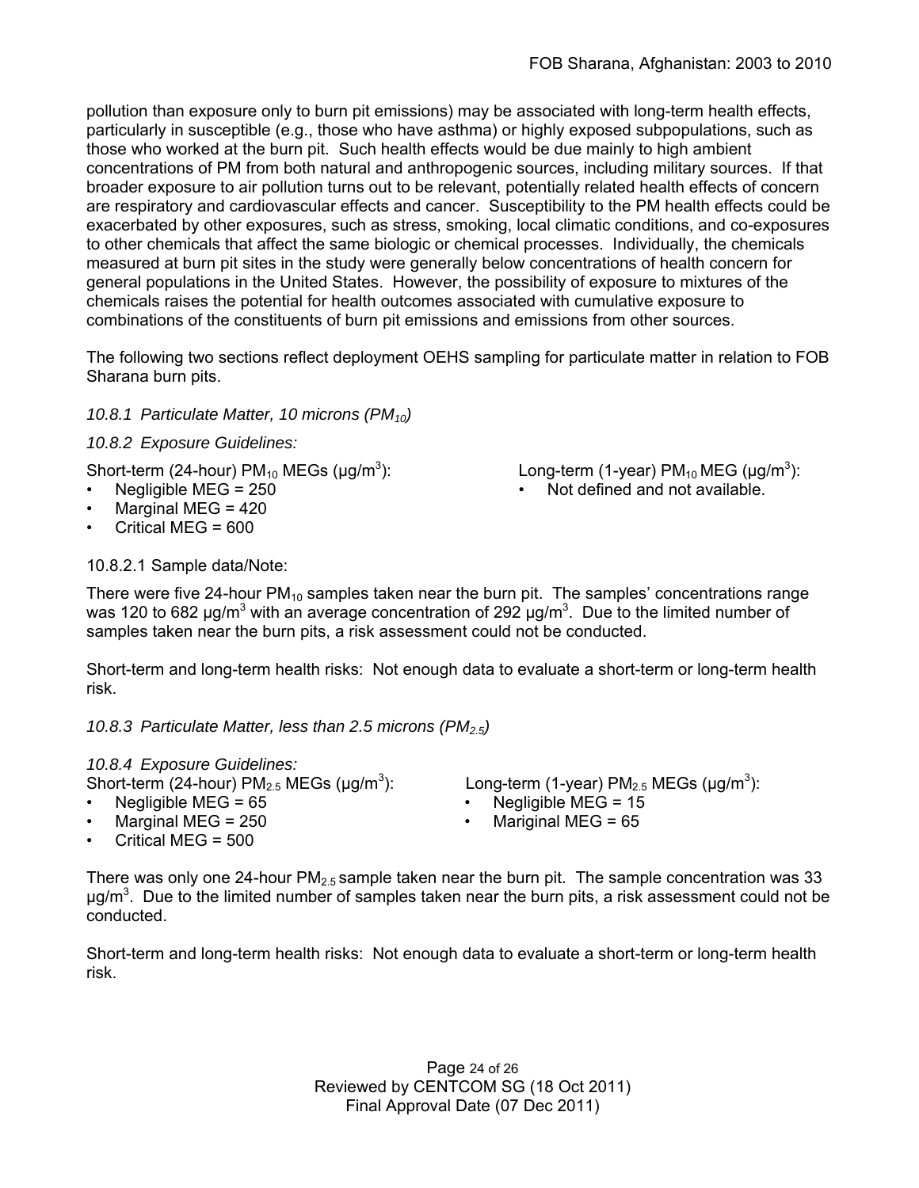pollution than exposure only to burn pit emissions) may be associated with long-term health effects, particularly in susceptible (e.g., those who have asthma) or highly exposed subpopulations, such as those who worked at the burn pit. Such health effects would be due mainly to high ambient concentrations of PM from both natural and anthropogenic sources, including military sources. If that broader exposure to air pollution turns out to be relevant, potentially related health effects of concern are respiratory and cardiovascular effects and cancer. Susceptibility to the PM health effects could be exacerbated by other exposures, such as stress, smoking, local climatic conditions, and co-exposures to other chemicals that affect the same biologic or chemical processes. Individually, the chemicals measured at burn pit sites in the study were generally below concentrations of health concern for general populations in the United States. However, the possibility of exposure to mixtures of the chemicals raises the potential for health outcomes associated with cumulative exposure to combinations of the constituents of burn pit emissions and emissions from other sources.

The following two sections reflect deployment OEHS sampling for particulate matter in relation to FOB Sharana burn pits.

*10.8.1 Particulate Matter, 10 microns ($PM_{10}$)*

*10.8.2 Exposure Guidelines:*

Short-term (24-hour) $PM_{10}$ MEGs (µg/m$^3$):

- Negligible MEG = 250
- Marginal MEG = 420
- Critical MEG = 600

Long-term (1-year) $PM_{10}$ MEG (µg/m$^3$):

- Not defined and not available.

10.8.2.1 Sample data/Note:

There were five 24-hour $PM_{10}$ samples taken near the burn pit. The samples' concentrations range was 120 to 682 µg/m$^3$ with an average concentration of 292 µg/m$^3$. Due to the limited number of samples taken near the burn pits, a risk assessment could not be conducted.

Short-term and long-term health risks: Not enough data to evaluate a short-term or long-term health risk.

*10.8.3 Particulate Matter, less than 2.5 microns ($PM_{2.5}$)*

*10.8.4 Exposure Guidelines:*

Short-term (24-hour) $PM_{2.5}$ MEGs (µg/m$^3$):

- Negligible MEG = 65
- Marginal MEG = 250
- Critical MEG = 500

Long-term (1-year) $PM_{2.5}$ MEGs (µg/m$^3$):

- Negligible MEG = 15
- Mariginal MEG = 65

There was only one 24-hour $PM_{2.5}$ sample taken near the burn pit. The sample concentration was 33 µg/m$^3$. Due to the limited number of samples taken near the burn pits, a risk assessment could not be conducted.

Short-term and long-term health risks: Not enough data to evaluate a short-term or long-term health risk.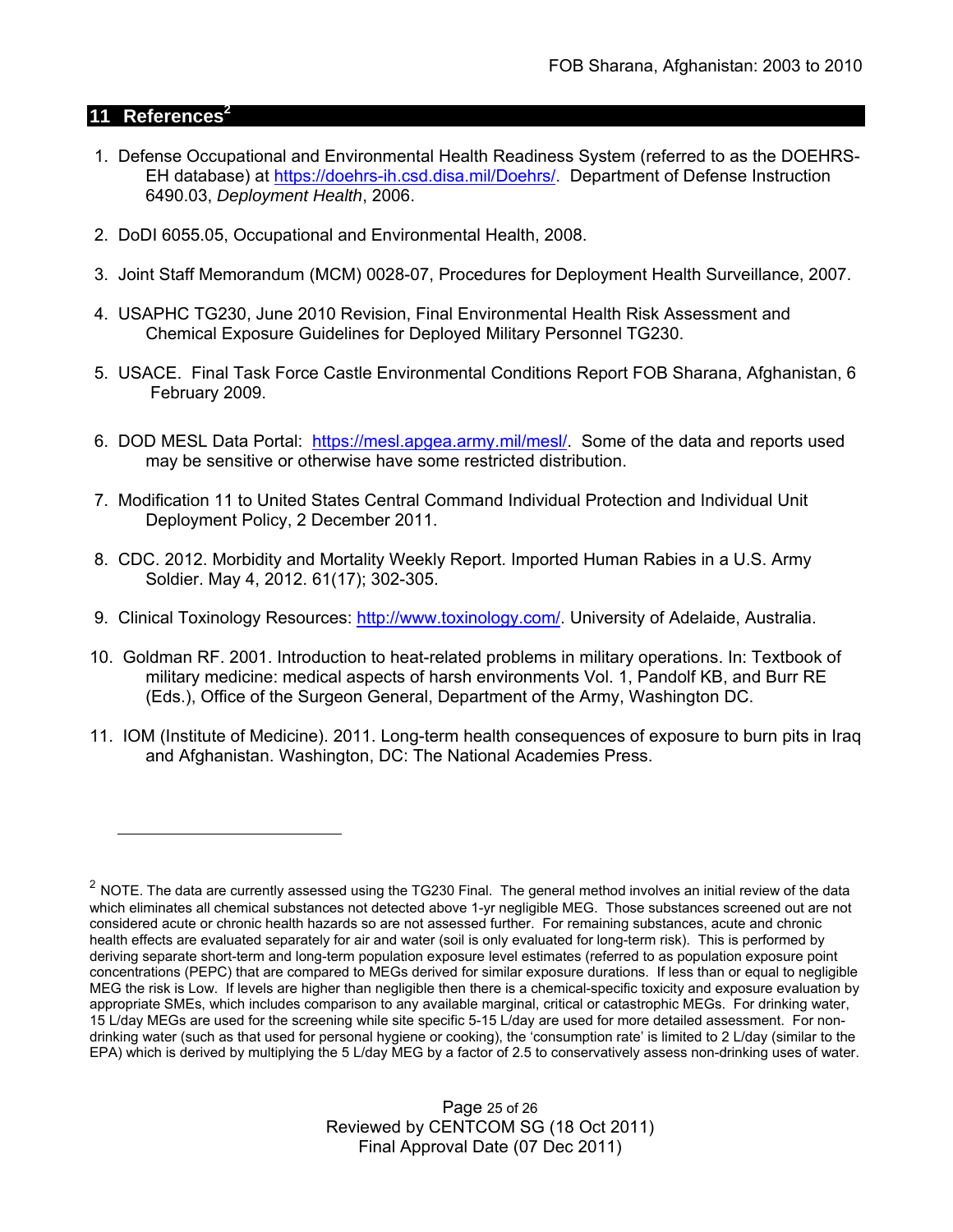## 11 References[2]

1. Defense Occupational and Environmental Health Readiness System (referred to as the DOEHRS-EH database) at https://doehrs-ih.csd.disa.mil/Doehrs/. Department of Defense Instruction 6490.03, *Deployment Health*, 2006.

2. DoDI 6055.05, Occupational and Environmental Health, 2008.

3. Joint Staff Memorandum (MCM) 0028-07, Procedures for Deployment Health Surveillance, 2007.

4. USAPHC TG230, June 2010 Revision, Final Environmental Health Risk Assessment and Chemical Exposure Guidelines for Deployed Military Personnel TG230.

5. USACE. Final Task Force Castle Environmental Conditions Report FOB Sharana, Afghanistan, 6 February 2009.

6. DOD MESL Data Portal: https://mesl.apgea.army.mil/mesl/. Some of the data and reports used may be sensitive or otherwise have some restricted distribution.

7. Modification 11 to United States Central Command Individual Protection and Individual Unit Deployment Policy, 2 December 2011.

8. CDC. 2012. Morbidity and Mortality Weekly Report. Imported Human Rabies in a U.S. Army Soldier. May 4, 2012. 61(17); 302-305.

9. Clinical Toxinology Resources: http://www.toxinology.com/. University of Adelaide, Australia.

10. Goldman RF. 2001. Introduction to heat-related problems in military operations. In: Textbook of military medicine: medical aspects of harsh environments Vol. 1, Pandolf KB, and Burr RE (Eds.), Office of the Surgeon General, Department of the Army, Washington DC.

11. IOM (Institute of Medicine). 2011. Long-term health consequences of exposure to burn pits in Iraq and Afghanistan. Washington, DC: The National Academies Press.

---

[2] NOTE. The data are currently assessed using the TG230 Final. The general method involves an initial review of the data which eliminates all chemical substances not detected above 1-yr negligible MEG. Those substances screened out are not considered acute or chronic health hazards so are not assessed further. For remaining substances, acute and chronic health effects are evaluated separately for air and water (soil is only evaluated for long-term risk). This is performed by deriving separate short-term and long-term population exposure level estimates (referred to as population exposure point concentrations (PEPC) that are compared to MEGs derived for similar exposure durations. If less than or equal to negligible MEG the risk is Low. If levels are higher than negligible then there is a chemical-specific toxicity and exposure evaluation by appropriate SMEs, which includes comparison to any available marginal, critical or catastrophic MEGs. For drinking water, 15 L/day MEGs are used for the screening while site specific 5-15 L/day are used for more detailed assessment. For non-drinking water (such as that used for personal hygiene or cooking), the 'consumption rate' is limited to 2 L/day (similar to the EPA) which is derived by multiplying the 5 L/day MEG by a factor of 2.5 to conservatively assess non-drinking uses of water.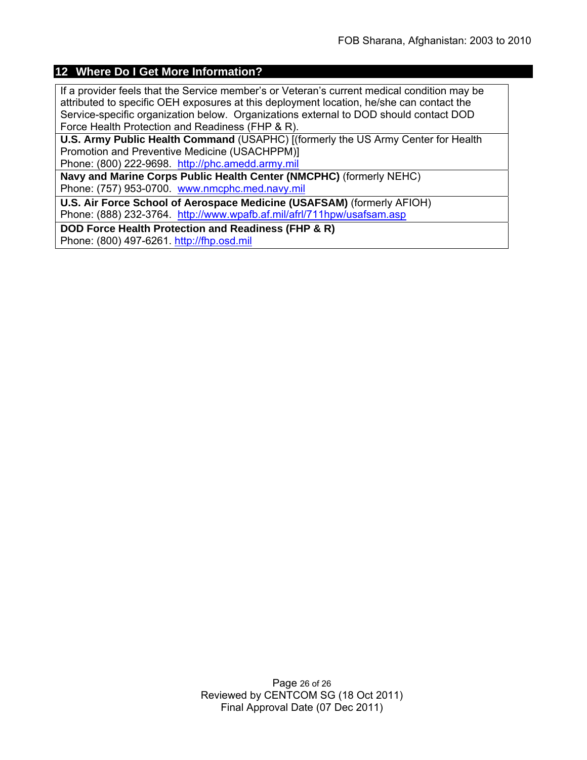## 12 Where Do I Get More Information?

| |
|---|
| If a provider feels that the Service member's or Veteran's current medical condition may be attributed to specific OEH exposures at this deployment location, he/she can contact the Service-specific organization below. Organizations external to DOD should contact DOD Force Health Protection and Readiness (FHP & R). |
| **U.S. Army Public Health Command** (USAPHC) [(formerly the US Army Center for Health Promotion and Preventive Medicine (USACHPPM)]<br>Phone: (800) 222-9698. http://phc.amedd.army.mil |
| **Navy and Marine Corps Public Health Center (NMCPHC)** (formerly NEHC)<br>Phone: (757) 953-0700. www.nmcphc.med.navy.mil |
| **U.S. Air Force School of Aerospace Medicine (USAFSAM)** (formerly AFIOH)<br>Phone: (888) 232-3764. http://www.wpafb.af.mil/afrl/711hpw/usafsam.asp |
| **DOD Force Health Protection and Readiness (FHP & R)**<br>Phone: (800) 497-6261. http://fhp.osd.mil |

Reviewed by CENTCOM SG (18 Oct 2011)
Final Approval Date (07 Dec 2011)